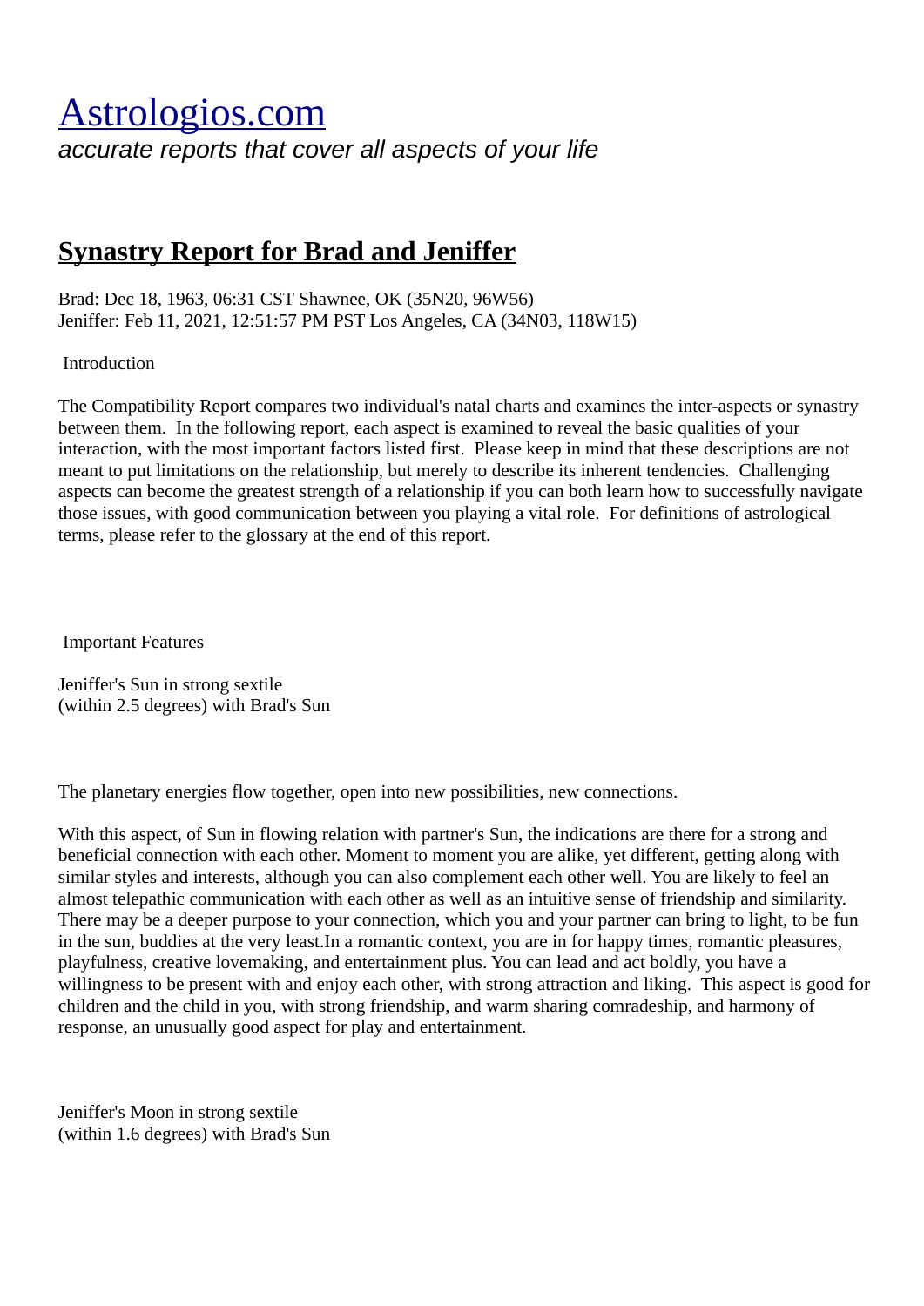# [Astrologios.com](#)

*accurate reports that cover all aspects of your life*

## Synastry Report for Brad and Jeniffer

Brad: Dec 18, 1963, 06:31 CST Shawnee, OK (35N20, 96W56)
Jeniffer: Feb 11, 2021, 12:51:57 PM PST Los Angeles, CA (34N03, 118W15)

Introduction

The Compatibility Report compares two individual's natal charts and examines the inter-aspects or synastry between them. In the following report, each aspect is examined to reveal the basic qualities of your interaction, with the most important factors listed first. Please keep in mind that these descriptions are not meant to put limitations on the relationship, but merely to describe its inherent tendencies. Challenging aspects can become the greatest strength of a relationship if you can both learn how to successfully navigate those issues, with good communication between you playing a vital role. For definitions of astrological terms, please refer to the glossary at the end of this report.

Important Features

Jeniffer's Sun in strong sextile
(within 2.5 degrees) with Brad's Sun

The planetary energies flow together, open into new possibilities, new connections.

With this aspect, of Sun in flowing relation with partner's Sun, the indications are there for a strong and beneficial connection with each other. Moment to moment you are alike, yet different, getting along with similar styles and interests, although you can also complement each other well. You are likely to feel an almost telepathic communication with each other as well as an intuitive sense of friendship and similarity. There may be a deeper purpose to your connection, which you and your partner can bring to light, to be fun in the sun, buddies at the very least.In a romantic context, you are in for happy times, romantic pleasures, playfulness, creative lovemaking, and entertainment plus. You can lead and act boldly, you have a willingness to be present with and enjoy each other, with strong attraction and liking. This aspect is good for children and the child in you, with strong friendship, and warm sharing comradeship, and harmony of response, an unusually good aspect for play and entertainment.

Jeniffer's Moon in strong sextile
(within 1.6 degrees) with Brad's Sun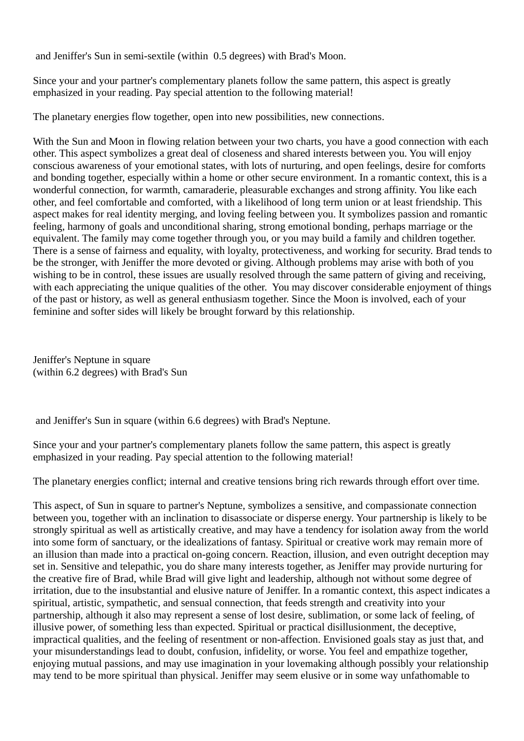and Jeniffer's Sun in semi-sextile (within 0.5 degrees) with Brad's Moon.

Since your and your partner's complementary planets follow the same pattern, this aspect is greatly emphasized in your reading. Pay special attention to the following material!

The planetary energies flow together, open into new possibilities, new connections.

With the Sun and Moon in flowing relation between your two charts, you have a good connection with each other. This aspect symbolizes a great deal of closeness and shared interests between you. You will enjoy conscious awareness of your emotional states, with lots of nurturing, and open feelings, desire for comforts and bonding together, especially within a home or other secure environment. In a romantic context, this is a wonderful connection, for warmth, camaraderie, pleasurable exchanges and strong affinity. You like each other, and feel comfortable and comforted, with a likelihood of long term union or at least friendship. This aspect makes for real identity merging, and loving feeling between you. It symbolizes passion and romantic feeling, harmony of goals and unconditional sharing, strong emotional bonding, perhaps marriage or the equivalent. The family may come together through you, or you may build a family and children together. There is a sense of fairness and equality, with loyalty, protectiveness, and working for security. Brad tends to be the stronger, with Jeniffer the more devoted or giving. Although problems may arise with both of you wishing to be in control, these issues are usually resolved through the same pattern of giving and receiving, with each appreciating the unique qualities of the other. You may discover considerable enjoyment of things of the past or history, as well as general enthusiasm together. Since the Moon is involved, each of your feminine and softer sides will likely be brought forward by this relationship.

Jeniffer's Neptune in square
(within 6.2 degrees) with Brad's Sun

and Jeniffer's Sun in square (within 6.6 degrees) with Brad's Neptune.

Since your and your partner's complementary planets follow the same pattern, this aspect is greatly emphasized in your reading. Pay special attention to the following material!

The planetary energies conflict; internal and creative tensions bring rich rewards through effort over time.

This aspect, of Sun in square to partner's Neptune, symbolizes a sensitive, and compassionate connection between you, together with an inclination to disassociate or disperse energy. Your partnership is likely to be strongly spiritual as well as artistically creative, and may have a tendency for isolation away from the world into some form of sanctuary, or the idealizations of fantasy. Spiritual or creative work may remain more of an illusion than made into a practical on-going concern. Reaction, illusion, and even outright deception may set in. Sensitive and telepathic, you do share many interests together, as Jeniffer may provide nurturing for the creative fire of Brad, while Brad will give light and leadership, although not without some degree of irritation, due to the insubstantial and elusive nature of Jeniffer. In a romantic context, this aspect indicates a spiritual, artistic, sympathetic, and sensual connection, that feeds strength and creativity into your partnership, although it also may represent a sense of lost desire, sublimation, or some lack of feeling, of illusive power, of something less than expected. Spiritual or practical disillusionment, the deceptive, impractical qualities, and the feeling of resentment or non-affection. Envisioned goals stay as just that, and your misunderstandings lead to doubt, confusion, infidelity, or worse. You feel and empathize together, enjoying mutual passions, and may use imagination in your lovemaking although possibly your relationship may tend to be more spiritual than physical. Jeniffer may seem elusive or in some way unfathomable to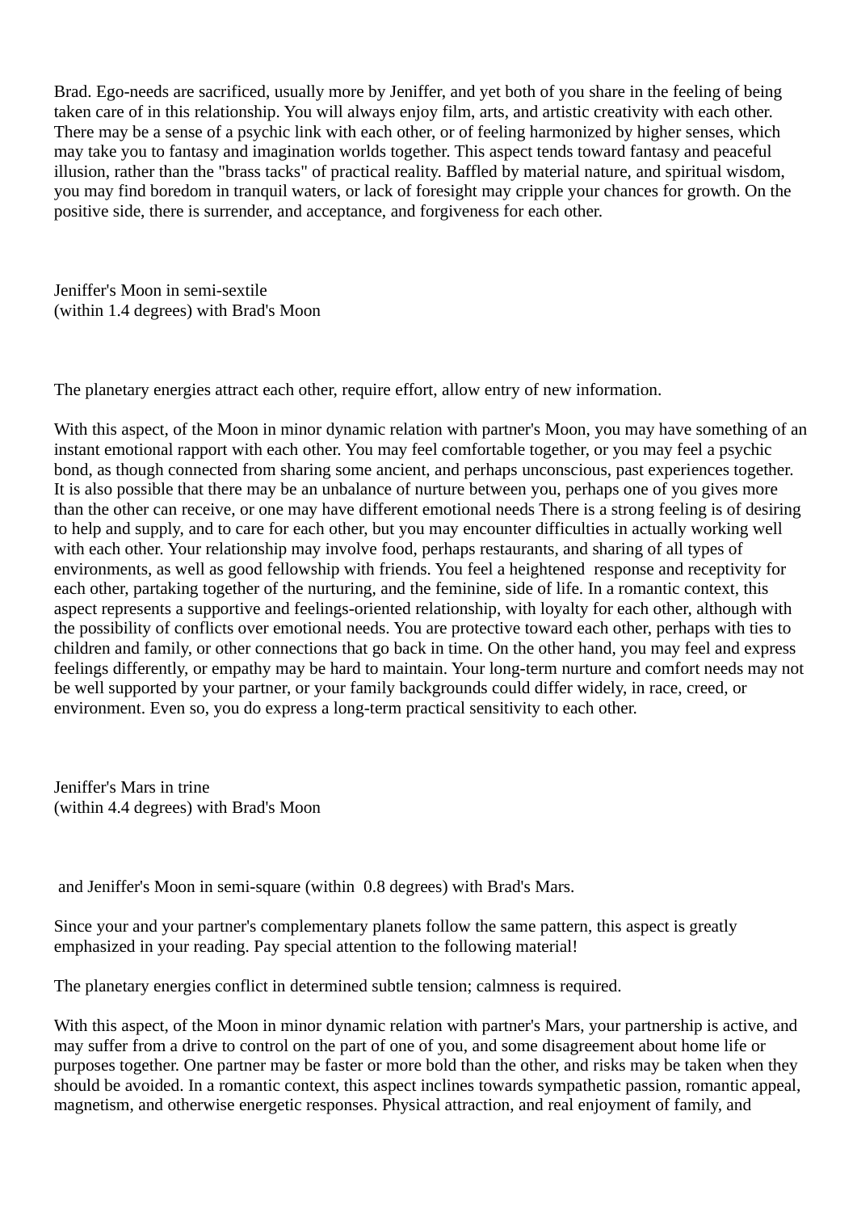Brad. Ego-needs are sacrificed, usually more by Jeniffer, and yet both of you share in the feeling of being taken care of in this relationship. You will always enjoy film, arts, and artistic creativity with each other. There may be a sense of a psychic link with each other, or of feeling harmonized by higher senses, which may take you to fantasy and imagination worlds together. This aspect tends toward fantasy and peaceful illusion, rather than the "brass tacks" of practical reality. Baffled by material nature, and spiritual wisdom, you may find boredom in tranquil waters, or lack of foresight may cripple your chances for growth. On the positive side, there is surrender, and acceptance, and forgiveness for each other.

Jeniffer's Moon in semi-sextile
(within 1.4 degrees) with Brad's Moon

The planetary energies attract each other, require effort, allow entry of new information.

With this aspect, of the Moon in minor dynamic relation with partner's Moon, you may have something of an instant emotional rapport with each other. You may feel comfortable together, or you may feel a psychic bond, as though connected from sharing some ancient, and perhaps unconscious, past experiences together. It is also possible that there may be an unbalance of nurture between you, perhaps one of you gives more than the other can receive, or one may have different emotional needs There is a strong feeling is of desiring to help and supply, and to care for each other, but you may encounter difficulties in actually working well with each other. Your relationship may involve food, perhaps restaurants, and sharing of all types of environments, as well as good fellowship with friends. You feel a heightened response and receptivity for each other, partaking together of the nurturing, and the feminine, side of life. In a romantic context, this aspect represents a supportive and feelings-oriented relationship, with loyalty for each other, although with the possibility of conflicts over emotional needs. You are protective toward each other, perhaps with ties to children and family, or other connections that go back in time. On the other hand, you may feel and express feelings differently, or empathy may be hard to maintain. Your long-term nurture and comfort needs may not be well supported by your partner, or your family backgrounds could differ widely, in race, creed, or environment. Even so, you do express a long-term practical sensitivity to each other.

Jeniffer's Mars in trine
(within 4.4 degrees) with Brad's Moon

and Jeniffer's Moon in semi-square (within 0.8 degrees) with Brad's Mars.

Since your and your partner's complementary planets follow the same pattern, this aspect is greatly emphasized in your reading. Pay special attention to the following material!

The planetary energies conflict in determined subtle tension; calmness is required.

With this aspect, of the Moon in minor dynamic relation with partner's Mars, your partnership is active, and may suffer from a drive to control on the part of one of you, and some disagreement about home life or purposes together. One partner may be faster or more bold than the other, and risks may be taken when they should be avoided. In a romantic context, this aspect inclines towards sympathetic passion, romantic appeal, magnetism, and otherwise energetic responses. Physical attraction, and real enjoyment of family, and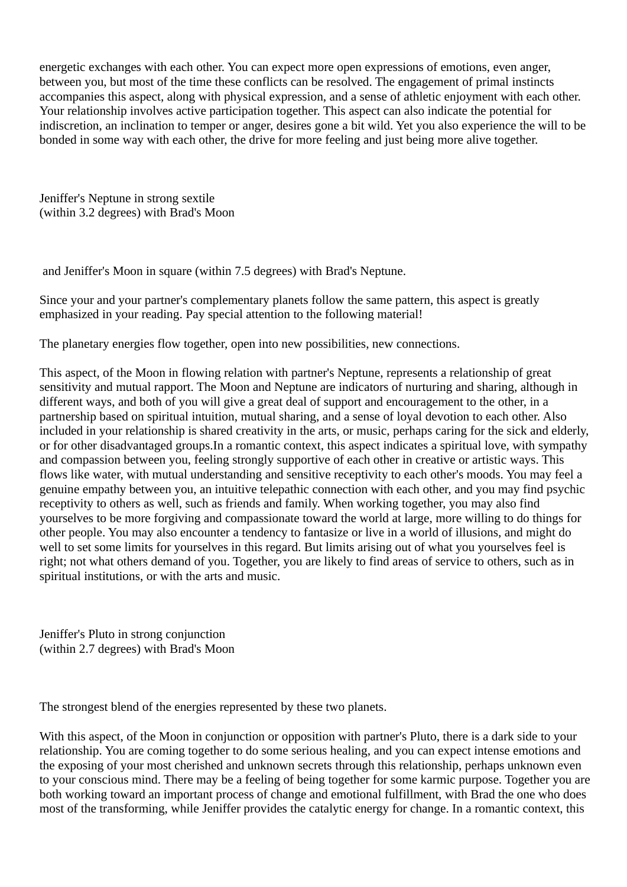energetic exchanges with each other. You can expect more open expressions of emotions, even anger, between you, but most of the time these conflicts can be resolved. The engagement of primal instincts accompanies this aspect, along with physical expression, and a sense of athletic enjoyment with each other. Your relationship involves active participation together. This aspect can also indicate the potential for indiscretion, an inclination to temper or anger, desires gone a bit wild. Yet you also experience the will to be bonded in some way with each other, the drive for more feeling and just being more alive together.

Jeniffer's Neptune in strong sextile
(within 3.2 degrees) with Brad's Moon

and Jeniffer's Moon in square (within 7.5 degrees) with Brad's Neptune.

Since your and your partner's complementary planets follow the same pattern, this aspect is greatly emphasized in your reading. Pay special attention to the following material!

The planetary energies flow together, open into new possibilities, new connections.

This aspect, of the Moon in flowing relation with partner's Neptune, represents a relationship of great sensitivity and mutual rapport. The Moon and Neptune are indicators of nurturing and sharing, although in different ways, and both of you will give a great deal of support and encouragement to the other, in a partnership based on spiritual intuition, mutual sharing, and a sense of loyal devotion to each other. Also included in your relationship is shared creativity in the arts, or music, perhaps caring for the sick and elderly, or for other disadvantaged groups.In a romantic context, this aspect indicates a spiritual love, with sympathy and compassion between you, feeling strongly supportive of each other in creative or artistic ways. This flows like water, with mutual understanding and sensitive receptivity to each other's moods. You may feel a genuine empathy between you, an intuitive telepathic connection with each other, and you may find psychic receptivity to others as well, such as friends and family. When working together, you may also find yourselves to be more forgiving and compassionate toward the world at large, more willing to do things for other people. You may also encounter a tendency to fantasize or live in a world of illusions, and might do well to set some limits for yourselves in this regard. But limits arising out of what you yourselves feel is right; not what others demand of you. Together, you are likely to find areas of service to others, such as in spiritual institutions, or with the arts and music.

Jeniffer's Pluto in strong conjunction
(within 2.7 degrees) with Brad's Moon

The strongest blend of the energies represented by these two planets.

With this aspect, of the Moon in conjunction or opposition with partner's Pluto, there is a dark side to your relationship. You are coming together to do some serious healing, and you can expect intense emotions and the exposing of your most cherished and unknown secrets through this relationship, perhaps unknown even to your conscious mind. There may be a feeling of being together for some karmic purpose. Together you are both working toward an important process of change and emotional fulfillment, with Brad the one who does most of the transforming, while Jeniffer provides the catalytic energy for change. In a romantic context, this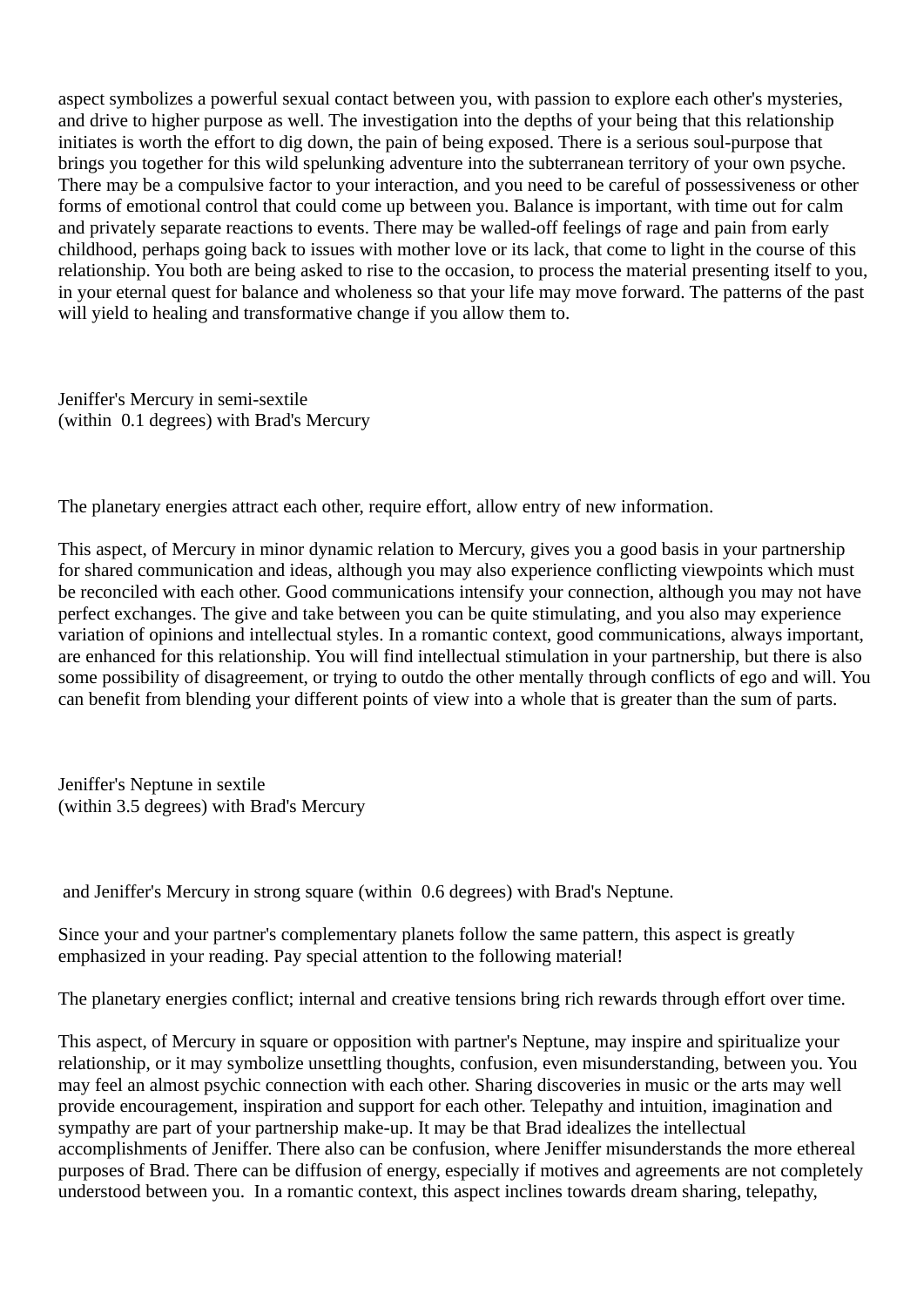aspect symbolizes a powerful sexual contact between you, with passion to explore each other's mysteries, and drive to higher purpose as well. The investigation into the depths of your being that this relationship initiates is worth the effort to dig down, the pain of being exposed. There is a serious soul-purpose that brings you together for this wild spelunking adventure into the subterranean territory of your own psyche. There may be a compulsive factor to your interaction, and you need to be careful of possessiveness or other forms of emotional control that could come up between you. Balance is important, with time out for calm and privately separate reactions to events. There may be walled-off feelings of rage and pain from early childhood, perhaps going back to issues with mother love or its lack, that come to light in the course of this relationship. You both are being asked to rise to the occasion, to process the material presenting itself to you, in your eternal quest for balance and wholeness so that your life may move forward. The patterns of the past will yield to healing and transformative change if you allow them to.

Jeniffer's Mercury in semi-sextile
(within 0.1 degrees) with Brad's Mercury

The planetary energies attract each other, require effort, allow entry of new information.

This aspect, of Mercury in minor dynamic relation to Mercury, gives you a good basis in your partnership for shared communication and ideas, although you may also experience conflicting viewpoints which must be reconciled with each other. Good communications intensify your connection, although you may not have perfect exchanges. The give and take between you can be quite stimulating, and you also may experience variation of opinions and intellectual styles. In a romantic context, good communications, always important, are enhanced for this relationship. You will find intellectual stimulation in your partnership, but there is also some possibility of disagreement, or trying to outdo the other mentally through conflicts of ego and will. You can benefit from blending your different points of view into a whole that is greater than the sum of parts.

Jeniffer's Neptune in sextile
(within 3.5 degrees) with Brad's Mercury

and Jeniffer's Mercury in strong square (within 0.6 degrees) with Brad's Neptune.

Since your and your partner's complementary planets follow the same pattern, this aspect is greatly emphasized in your reading. Pay special attention to the following material!

The planetary energies conflict; internal and creative tensions bring rich rewards through effort over time.

This aspect, of Mercury in square or opposition with partner's Neptune, may inspire and spiritualize your relationship, or it may symbolize unsettling thoughts, confusion, even misunderstanding, between you. You may feel an almost psychic connection with each other. Sharing discoveries in music or the arts may well provide encouragement, inspiration and support for each other. Telepathy and intuition, imagination and sympathy are part of your partnership make-up. It may be that Brad idealizes the intellectual accomplishments of Jeniffer. There also can be confusion, where Jeniffer misunderstands the more ethereal purposes of Brad. There can be diffusion of energy, especially if motives and agreements are not completely understood between you. In a romantic context, this aspect inclines towards dream sharing, telepathy,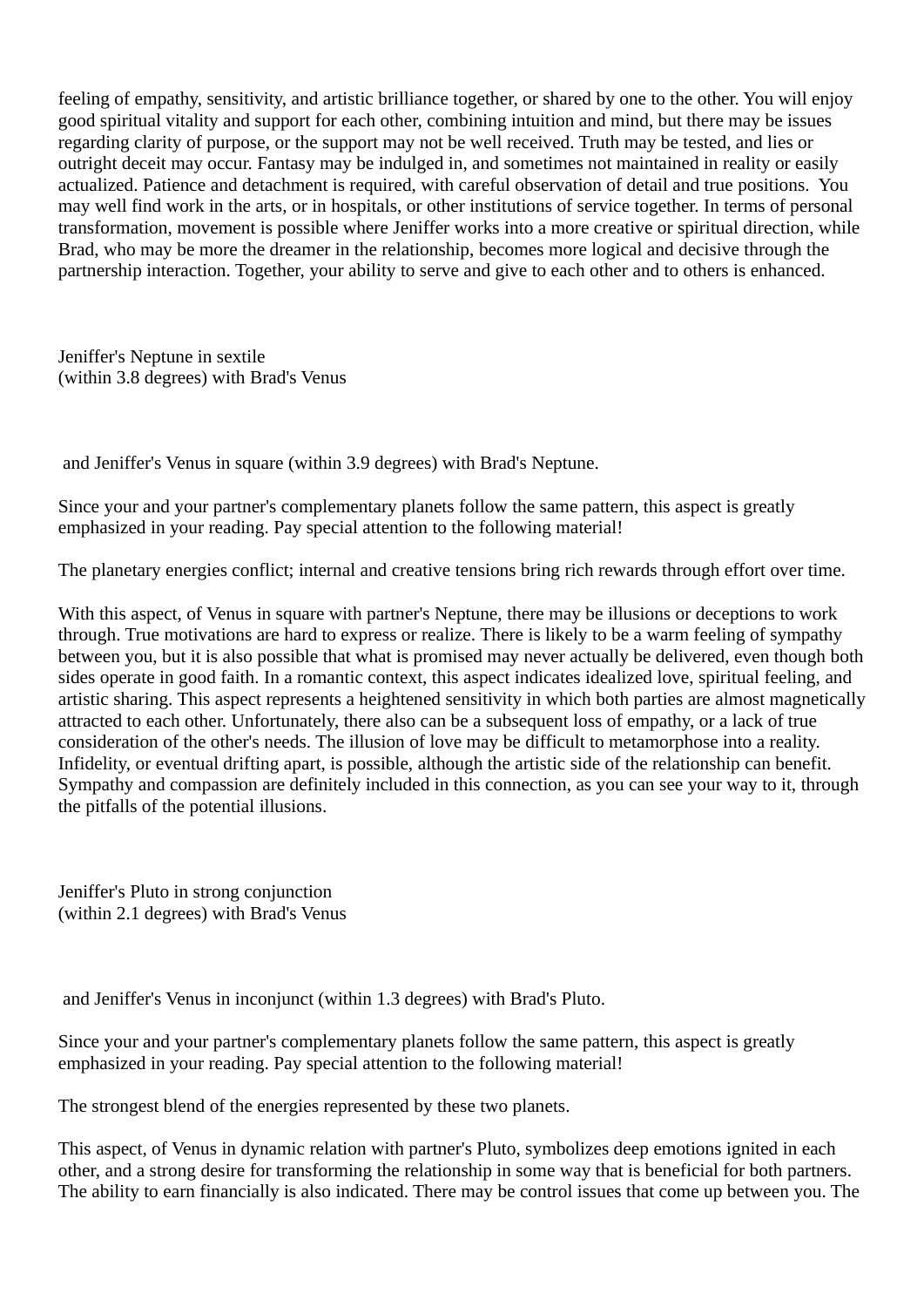feeling of empathy, sensitivity, and artistic brilliance together, or shared by one to the other. You will enjoy good spiritual vitality and support for each other, combining intuition and mind, but there may be issues regarding clarity of purpose, or the support may not be well received. Truth may be tested, and lies or outright deceit may occur. Fantasy may be indulged in, and sometimes not maintained in reality or easily actualized. Patience and detachment is required, with careful observation of detail and true positions. You may well find work in the arts, or in hospitals, or other institutions of service together. In terms of personal transformation, movement is possible where Jeniffer works into a more creative or spiritual direction, while Brad, who may be more the dreamer in the relationship, becomes more logical and decisive through the partnership interaction. Together, your ability to serve and give to each other and to others is enhanced.

Jeniffer's Neptune in sextile
(within 3.8 degrees) with Brad's Venus

and Jeniffer's Venus in square (within 3.9 degrees) with Brad's Neptune.

Since your and your partner's complementary planets follow the same pattern, this aspect is greatly emphasized in your reading. Pay special attention to the following material!

The planetary energies conflict; internal and creative tensions bring rich rewards through effort over time.

With this aspect, of Venus in square with partner's Neptune, there may be illusions or deceptions to work through. True motivations are hard to express or realize. There is likely to be a warm feeling of sympathy between you, but it is also possible that what is promised may never actually be delivered, even though both sides operate in good faith. In a romantic context, this aspect indicates idealized love, spiritual feeling, and artistic sharing. This aspect represents a heightened sensitivity in which both parties are almost magnetically attracted to each other. Unfortunately, there also can be a subsequent loss of empathy, or a lack of true consideration of the other's needs. The illusion of love may be difficult to metamorphose into a reality. Infidelity, or eventual drifting apart, is possible, although the artistic side of the relationship can benefit. Sympathy and compassion are definitely included in this connection, as you can see your way to it, through the pitfalls of the potential illusions.

Jeniffer's Pluto in strong conjunction
(within 2.1 degrees) with Brad's Venus

and Jeniffer's Venus in inconjunct (within 1.3 degrees) with Brad's Pluto.

Since your and your partner's complementary planets follow the same pattern, this aspect is greatly emphasized in your reading. Pay special attention to the following material!

The strongest blend of the energies represented by these two planets.

This aspect, of Venus in dynamic relation with partner's Pluto, symbolizes deep emotions ignited in each other, and a strong desire for transforming the relationship in some way that is beneficial for both partners. The ability to earn financially is also indicated. There may be control issues that come up between you. The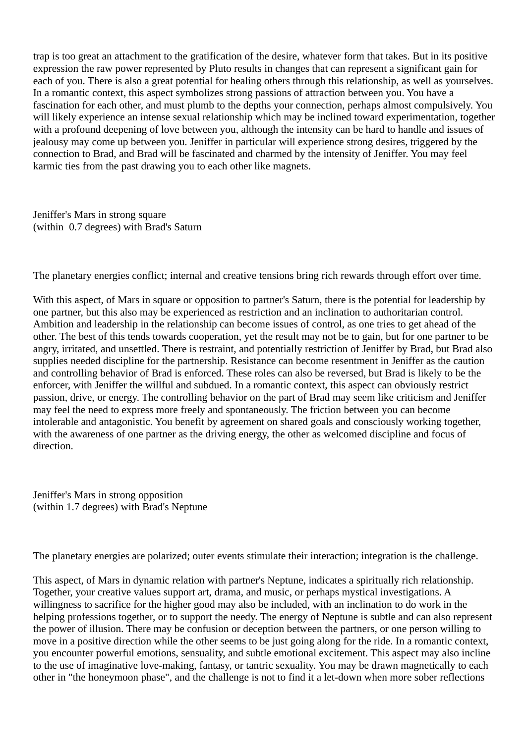trap is too great an attachment to the gratification of the desire, whatever form that takes. But in its positive expression the raw power represented by Pluto results in changes that can represent a significant gain for each of you. There is also a great potential for healing others through this relationship, as well as yourselves. In a romantic context, this aspect symbolizes strong passions of attraction between you. You have a fascination for each other, and must plumb to the depths your connection, perhaps almost compulsively. You will likely experience an intense sexual relationship which may be inclined toward experimentation, together with a profound deepening of love between you, although the intensity can be hard to handle and issues of jealousy may come up between you. Jeniffer in particular will experience strong desires, triggered by the connection to Brad, and Brad will be fascinated and charmed by the intensity of Jeniffer. You may feel karmic ties from the past drawing you to each other like magnets.

Jeniffer's Mars in strong square
(within 0.7 degrees) with Brad's Saturn

The planetary energies conflict; internal and creative tensions bring rich rewards through effort over time.

With this aspect, of Mars in square or opposition to partner's Saturn, there is the potential for leadership by one partner, but this also may be experienced as restriction and an inclination to authoritarian control. Ambition and leadership in the relationship can become issues of control, as one tries to get ahead of the other. The best of this tends towards cooperation, yet the result may not be to gain, but for one partner to be angry, irritated, and unsettled. There is restraint, and potentially restriction of Jeniffer by Brad, but Brad also supplies needed discipline for the partnership. Resistance can become resentment in Jeniffer as the caution and controlling behavior of Brad is enforced. These roles can also be reversed, but Brad is likely to be the enforcer, with Jeniffer the willful and subdued. In a romantic context, this aspect can obviously restrict passion, drive, or energy. The controlling behavior on the part of Brad may seem like criticism and Jeniffer may feel the need to express more freely and spontaneously. The friction between you can become intolerable and antagonistic. You benefit by agreement on shared goals and consciously working together, with the awareness of one partner as the driving energy, the other as welcomed discipline and focus of direction.

Jeniffer's Mars in strong opposition
(within 1.7 degrees) with Brad's Neptune

The planetary energies are polarized; outer events stimulate their interaction; integration is the challenge.

This aspect, of Mars in dynamic relation with partner's Neptune, indicates a spiritually rich relationship. Together, your creative values support art, drama, and music, or perhaps mystical investigations. A willingness to sacrifice for the higher good may also be included, with an inclination to do work in the helping professions together, or to support the needy. The energy of Neptune is subtle and can also represent the power of illusion. There may be confusion or deception between the partners, or one person willing to move in a positive direction while the other seems to be just going along for the ride. In a romantic context, you encounter powerful emotions, sensuality, and subtle emotional excitement. This aspect may also incline to the use of imaginative love-making, fantasy, or tantric sexuality. You may be drawn magnetically to each other in "the honeymoon phase", and the challenge is not to find it a let-down when more sober reflections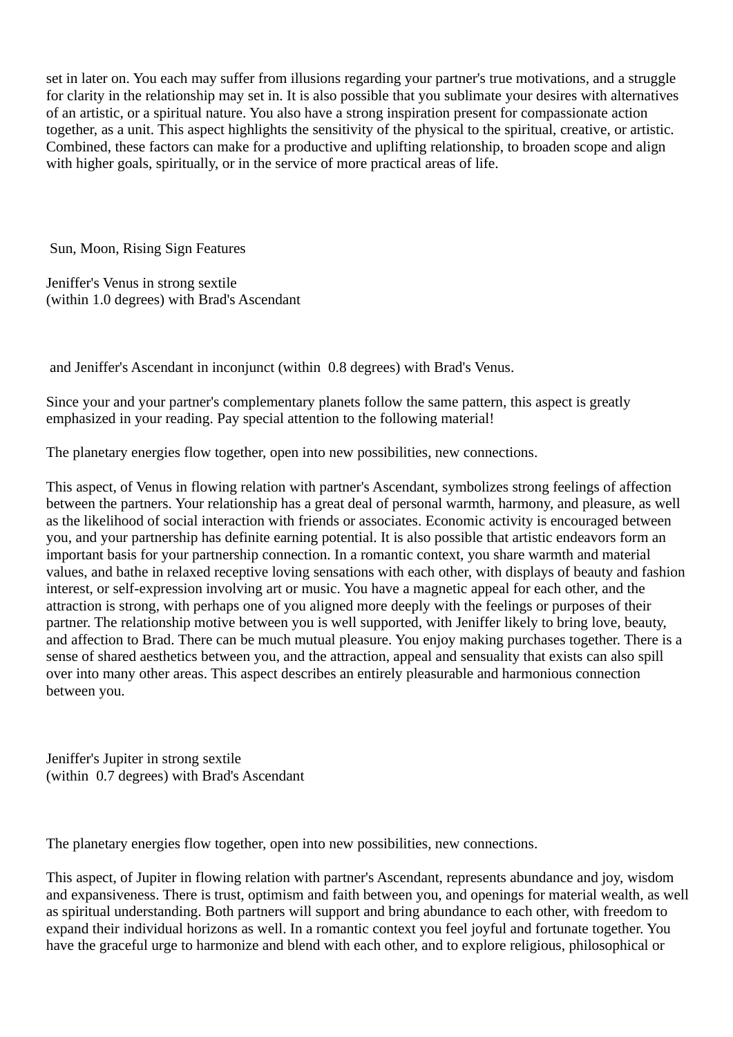set in later on. You each may suffer from illusions regarding your partner's true motivations, and a struggle for clarity in the relationship may set in. It is also possible that you sublimate your desires with alternatives of an artistic, or a spiritual nature. You also have a strong inspiration present for compassionate action together, as a unit. This aspect highlights the sensitivity of the physical to the spiritual, creative, or artistic. Combined, these factors can make for a productive and uplifting relationship, to broaden scope and align with higher goals, spiritually, or in the service of more practical areas of life.

## Sun, Moon, Rising Sign Features

Jeniffer's Venus in strong sextile
(within 1.0 degrees) with Brad's Ascendant

and Jeniffer's Ascendant in inconjunct (within 0.8 degrees) with Brad's Venus.

Since your and your partner's complementary planets follow the same pattern, this aspect is greatly emphasized in your reading. Pay special attention to the following material!

The planetary energies flow together, open into new possibilities, new connections.

This aspect, of Venus in flowing relation with partner's Ascendant, symbolizes strong feelings of affection between the partners. Your relationship has a great deal of personal warmth, harmony, and pleasure, as well as the likelihood of social interaction with friends or associates. Economic activity is encouraged between you, and your partnership has definite earning potential. It is also possible that artistic endeavors form an important basis for your partnership connection. In a romantic context, you share warmth and material values, and bathe in relaxed receptive loving sensations with each other, with displays of beauty and fashion interest, or self-expression involving art or music. You have a magnetic appeal for each other, and the attraction is strong, with perhaps one of you aligned more deeply with the feelings or purposes of their partner. The relationship motive between you is well supported, with Jeniffer likely to bring love, beauty, and affection to Brad. There can be much mutual pleasure. You enjoy making purchases together. There is a sense of shared aesthetics between you, and the attraction, appeal and sensuality that exists can also spill over into many other areas. This aspect describes an entirely pleasurable and harmonious connection between you.

Jeniffer's Jupiter in strong sextile
(within 0.7 degrees) with Brad's Ascendant

The planetary energies flow together, open into new possibilities, new connections.

This aspect, of Jupiter in flowing relation with partner's Ascendant, represents abundance and joy, wisdom and expansiveness. There is trust, optimism and faith between you, and openings for material wealth, as well as spiritual understanding. Both partners will support and bring abundance to each other, with freedom to expand their individual horizons as well. In a romantic context you feel joyful and fortunate together. You have the graceful urge to harmonize and blend with each other, and to explore religious, philosophical or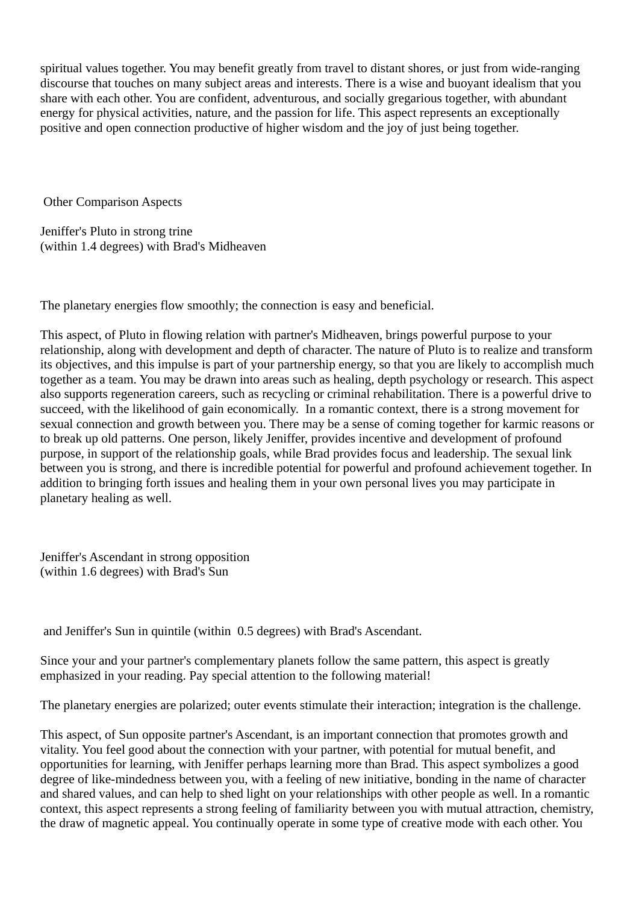spiritual values together. You may benefit greatly from travel to distant shores, or just from wide-ranging discourse that touches on many subject areas and interests. There is a wise and buoyant idealism that you share with each other. You are confident, adventurous, and socially gregarious together, with abundant energy for physical activities, nature, and the passion for life. This aspect represents an exceptionally positive and open connection productive of higher wisdom and the joy of just being together.

## Other Comparison Aspects

Jeniffer's Pluto in strong trine
(within 1.4 degrees) with Brad's Midheaven

The planetary energies flow smoothly; the connection is easy and beneficial.

This aspect, of Pluto in flowing relation with partner's Midheaven, brings powerful purpose to your relationship, along with development and depth of character. The nature of Pluto is to realize and transform its objectives, and this impulse is part of your partnership energy, so that you are likely to accomplish much together as a team. You may be drawn into areas such as healing, depth psychology or research. This aspect also supports regeneration careers, such as recycling or criminal rehabilitation. There is a powerful drive to succeed, with the likelihood of gain economically.  In a romantic context, there is a strong movement for sexual connection and growth between you. There may be a sense of coming together for karmic reasons or to break up old patterns. One person, likely Jeniffer, provides incentive and development of profound purpose, in support of the relationship goals, while Brad provides focus and leadership. The sexual link between you is strong, and there is incredible potential for powerful and profound achievement together. In addition to bringing forth issues and healing them in your own personal lives you may participate in planetary healing as well.

Jeniffer's Ascendant in strong opposition
(within 1.6 degrees) with Brad's Sun

and Jeniffer's Sun in quintile (within  0.5 degrees) with Brad's Ascendant.

Since your and your partner's complementary planets follow the same pattern, this aspect is greatly emphasized in your reading. Pay special attention to the following material!

The planetary energies are polarized; outer events stimulate their interaction; integration is the challenge.

This aspect, of Sun opposite partner's Ascendant, is an important connection that promotes growth and vitality. You feel good about the connection with your partner, with potential for mutual benefit, and opportunities for learning, with Jeniffer perhaps learning more than Brad. This aspect symbolizes a good degree of like-mindedness between you, with a feeling of new initiative, bonding in the name of character and shared values, and can help to shed light on your relationships with other people as well. In a romantic context, this aspect represents a strong feeling of familiarity between you with mutual attraction, chemistry, the draw of magnetic appeal. You continually operate in some type of creative mode with each other. You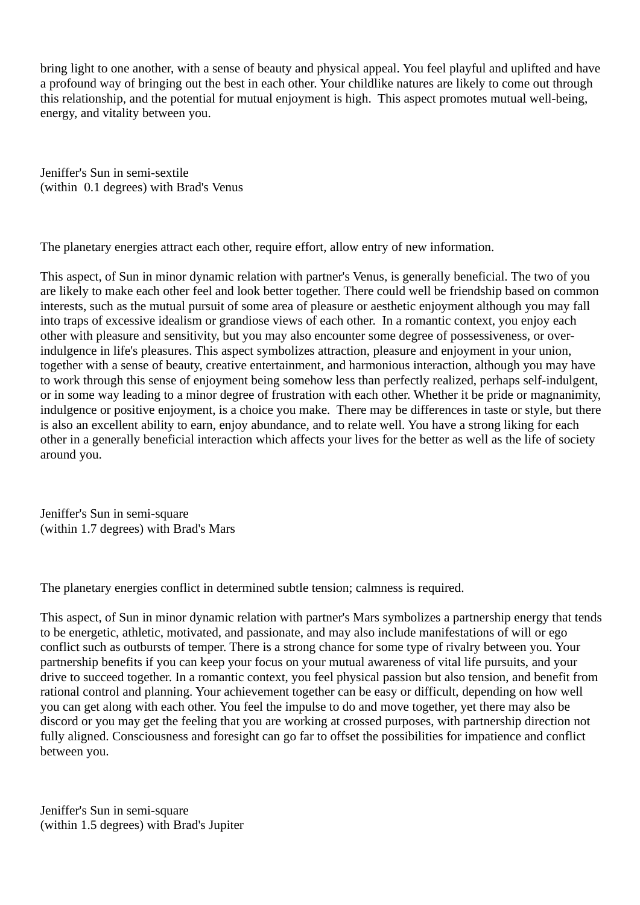bring light to one another, with a sense of beauty and physical appeal. You feel playful and uplifted and have a profound way of bringing out the best in each other. Your childlike natures are likely to come out through this relationship, and the potential for mutual enjoyment is high.  This aspect promotes mutual well-being, energy, and vitality between you.

Jeniffer's Sun in semi-sextile
(within  0.1 degrees) with Brad's Venus

The planetary energies attract each other, require effort, allow entry of new information.

This aspect, of Sun in minor dynamic relation with partner's Venus, is generally beneficial. The two of you are likely to make each other feel and look better together. There could well be friendship based on common interests, such as the mutual pursuit of some area of pleasure or aesthetic enjoyment although you may fall into traps of excessive idealism or grandiose views of each other.  In a romantic context, you enjoy each other with pleasure and sensitivity, but you may also encounter some degree of possessiveness, or over-indulgence in life's pleasures. This aspect symbolizes attraction, pleasure and enjoyment in your union, together with a sense of beauty, creative entertainment, and harmonious interaction, although you may have to work through this sense of enjoyment being somehow less than perfectly realized, perhaps self-indulgent, or in some way leading to a minor degree of frustration with each other. Whether it be pride or magnanimity, indulgence or positive enjoyment, is a choice you make.  There may be differences in taste or style, but there is also an excellent ability to earn, enjoy abundance, and to relate well. You have a strong liking for each other in a generally beneficial interaction which affects your lives for the better as well as the life of society around you.

Jeniffer's Sun in semi-square
(within 1.7 degrees) with Brad's Mars

The planetary energies conflict in determined subtle tension; calmness is required.

This aspect, of Sun in minor dynamic relation with partner's Mars symbolizes a partnership energy that tends to be energetic, athletic, motivated, and passionate, and may also include manifestations of will or ego conflict such as outbursts of temper. There is a strong chance for some type of rivalry between you. Your partnership benefits if you can keep your focus on your mutual awareness of vital life pursuits, and your drive to succeed together. In a romantic context, you feel physical passion but also tension, and benefit from rational control and planning. Your achievement together can be easy or difficult, depending on how well you can get along with each other. You feel the impulse to do and move together, yet there may also be discord or you may get the feeling that you are working at crossed purposes, with partnership direction not fully aligned. Consciousness and foresight can go far to offset the possibilities for impatience and conflict between you.

Jeniffer's Sun in semi-square
(within 1.5 degrees) with Brad's Jupiter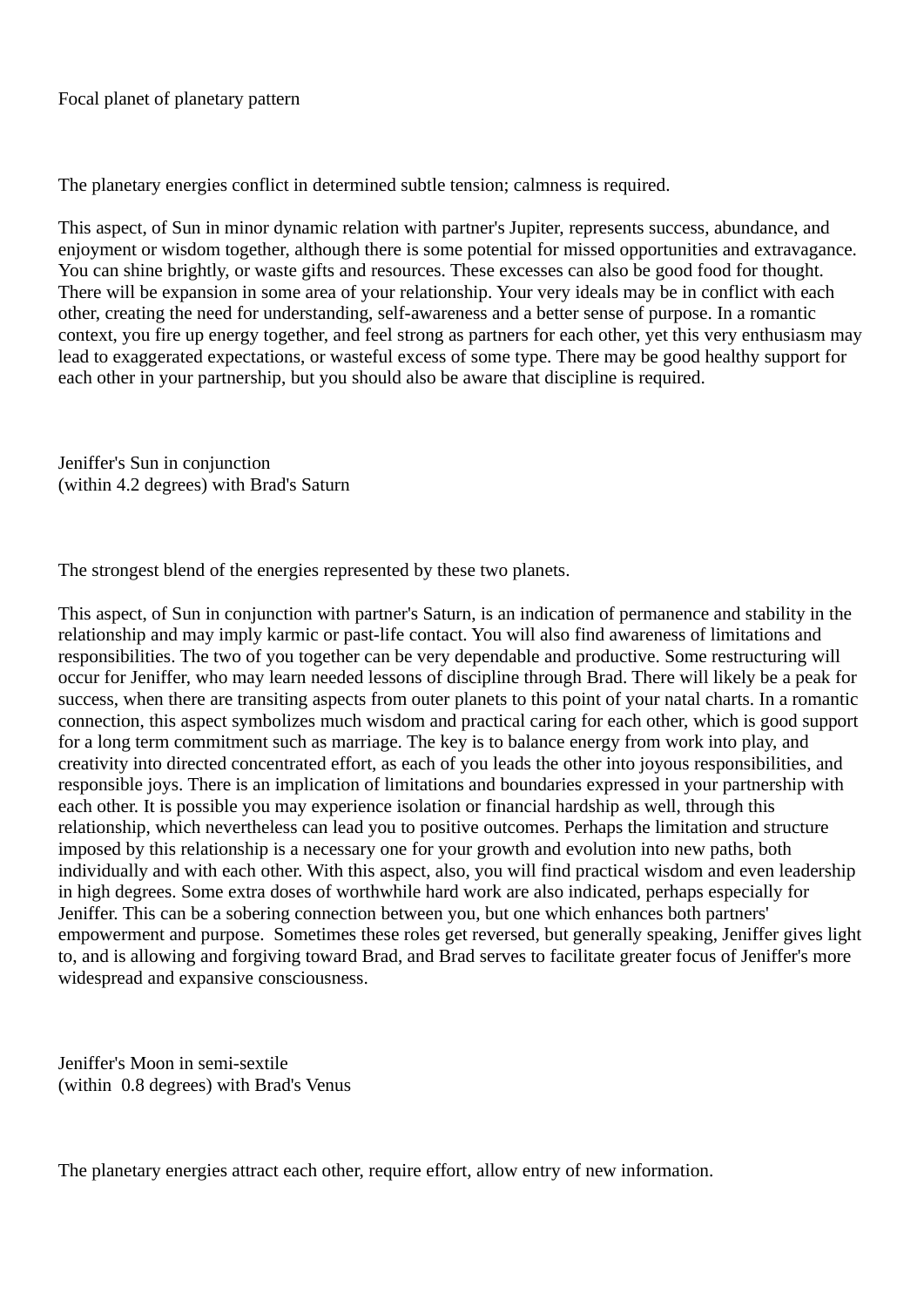Focal planet of planetary pattern

The planetary energies conflict in determined subtle tension; calmness is required.

This aspect, of Sun in minor dynamic relation with partner's Jupiter, represents success, abundance, and enjoyment or wisdom together, although there is some potential for missed opportunities and extravagance. You can shine brightly, or waste gifts and resources. These excesses can also be good food for thought. There will be expansion in some area of your relationship. Your very ideals may be in conflict with each other, creating the need for understanding, self-awareness and a better sense of purpose. In a romantic context, you fire up energy together, and feel strong as partners for each other, yet this very enthusiasm may lead to exaggerated expectations, or wasteful excess of some type. There may be good healthy support for each other in your partnership, but you should also be aware that discipline is required.

Jeniffer's Sun in conjunction
(within 4.2 degrees) with Brad's Saturn

The strongest blend of the energies represented by these two planets.

This aspect, of Sun in conjunction with partner's Saturn, is an indication of permanence and stability in the relationship and may imply karmic or past-life contact. You will also find awareness of limitations and responsibilities. The two of you together can be very dependable and productive. Some restructuring will occur for Jeniffer, who may learn needed lessons of discipline through Brad. There will likely be a peak for success, when there are transiting aspects from outer planets to this point of your natal charts. In a romantic connection, this aspect symbolizes much wisdom and practical caring for each other, which is good support for a long term commitment such as marriage. The key is to balance energy from work into play, and creativity into directed concentrated effort, as each of you leads the other into joyous responsibilities, and responsible joys. There is an implication of limitations and boundaries expressed in your partnership with each other. It is possible you may experience isolation or financial hardship as well, through this relationship, which nevertheless can lead you to positive outcomes. Perhaps the limitation and structure imposed by this relationship is a necessary one for your growth and evolution into new paths, both individually and with each other. With this aspect, also, you will find practical wisdom and even leadership in high degrees. Some extra doses of worthwhile hard work are also indicated, perhaps especially for Jeniffer. This can be a sobering connection between you, but one which enhances both partners' empowerment and purpose. Sometimes these roles get reversed, but generally speaking, Jeniffer gives light to, and is allowing and forgiving toward Brad, and Brad serves to facilitate greater focus of Jeniffer's more widespread and expansive consciousness.

Jeniffer's Moon in semi-sextile
(within 0.8 degrees) with Brad's Venus

The planetary energies attract each other, require effort, allow entry of new information.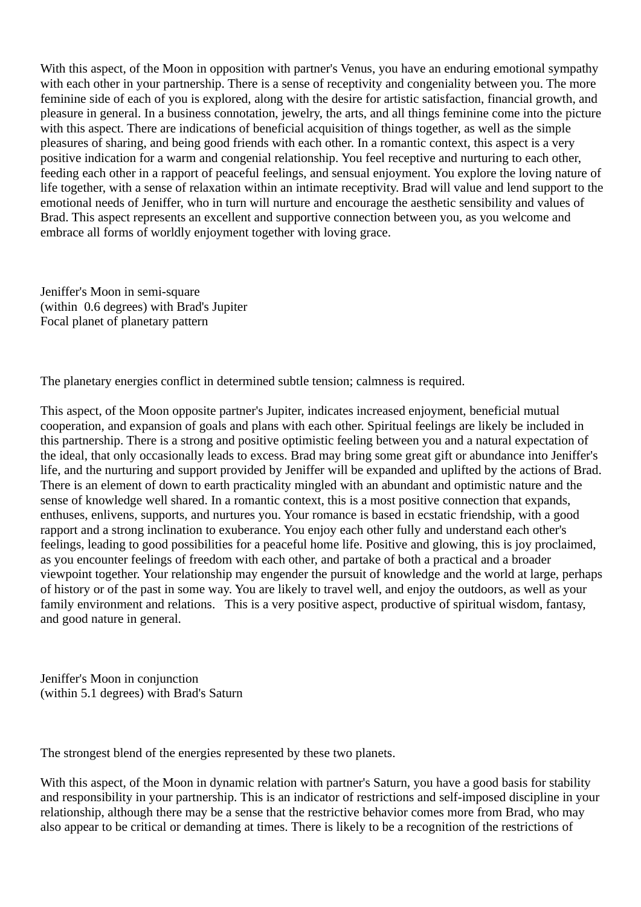With this aspect, of the Moon in opposition with partner's Venus, you have an enduring emotional sympathy with each other in your partnership. There is a sense of receptivity and congeniality between you. The more feminine side of each of you is explored, along with the desire for artistic satisfaction, financial growth, and pleasure in general. In a business connotation, jewelry, the arts, and all things feminine come into the picture with this aspect. There are indications of beneficial acquisition of things together, as well as the simple pleasures of sharing, and being good friends with each other. In a romantic context, this aspect is a very positive indication for a warm and congenial relationship. You feel receptive and nurturing to each other, feeding each other in a rapport of peaceful feelings, and sensual enjoyment. You explore the loving nature of life together, with a sense of relaxation within an intimate receptivity. Brad will value and lend support to the emotional needs of Jeniffer, who in turn will nurture and encourage the aesthetic sensibility and values of Brad. This aspect represents an excellent and supportive connection between you, as you welcome and embrace all forms of worldly enjoyment together with loving grace.

Jeniffer's Moon in semi-square
(within 0.6 degrees) with Brad's Jupiter
Focal planet of planetary pattern

The planetary energies conflict in determined subtle tension; calmness is required.

This aspect, of the Moon opposite partner's Jupiter, indicates increased enjoyment, beneficial mutual cooperation, and expansion of goals and plans with each other. Spiritual feelings are likely be included in this partnership. There is a strong and positive optimistic feeling between you and a natural expectation of the ideal, that only occasionally leads to excess. Brad may bring some great gift or abundance into Jeniffer's life, and the nurturing and support provided by Jeniffer will be expanded and uplifted by the actions of Brad. There is an element of down to earth practicality mingled with an abundant and optimistic nature and the sense of knowledge well shared. In a romantic context, this is a most positive connection that expands, enthuses, enlivens, supports, and nurtures you. Your romance is based in ecstatic friendship, with a good rapport and a strong inclination to exuberance. You enjoy each other fully and understand each other's feelings, leading to good possibilities for a peaceful home life. Positive and glowing, this is joy proclaimed, as you encounter feelings of freedom with each other, and partake of both a practical and a broader viewpoint together. Your relationship may engender the pursuit of knowledge and the world at large, perhaps of history or of the past in some way. You are likely to travel well, and enjoy the outdoors, as well as your family environment and relations. This is a very positive aspect, productive of spiritual wisdom, fantasy, and good nature in general.

Jeniffer's Moon in conjunction
(within 5.1 degrees) with Brad's Saturn

The strongest blend of the energies represented by these two planets.

With this aspect, of the Moon in dynamic relation with partner's Saturn, you have a good basis for stability and responsibility in your partnership. This is an indicator of restrictions and self-imposed discipline in your relationship, although there may be a sense that the restrictive behavior comes more from Brad, who may also appear to be critical or demanding at times. There is likely to be a recognition of the restrictions of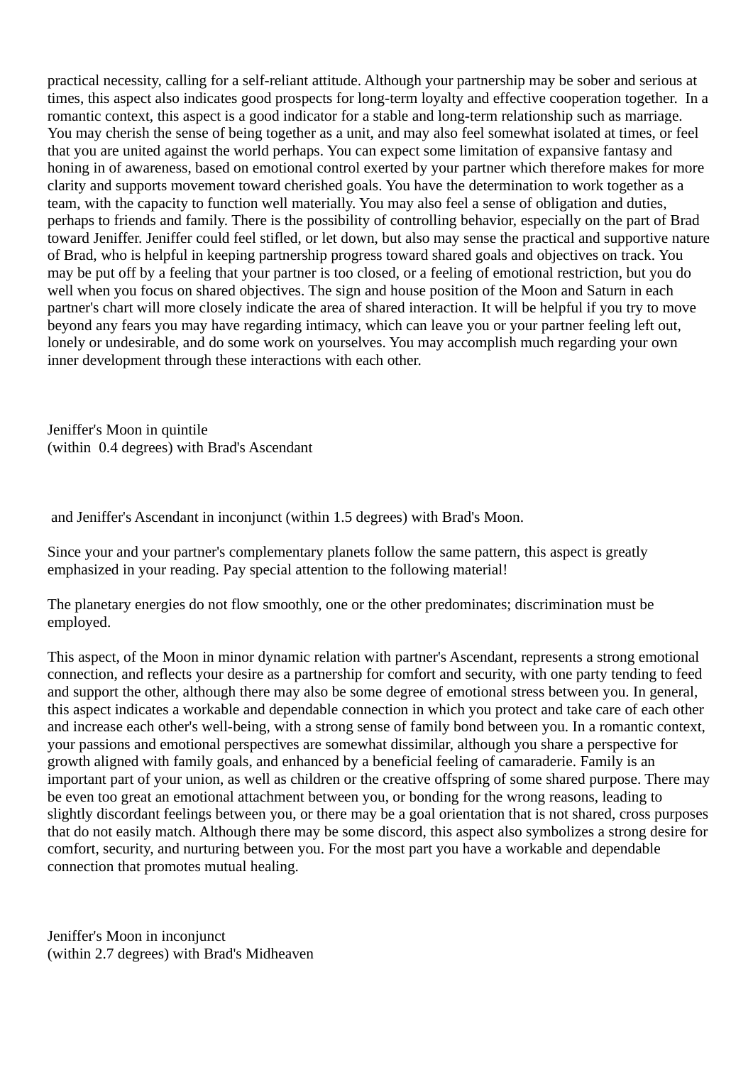practical necessity, calling for a self-reliant attitude. Although your partnership may be sober and serious at times, this aspect also indicates good prospects for long-term loyalty and effective cooperation together. In a romantic context, this aspect is a good indicator for a stable and long-term relationship such as marriage. You may cherish the sense of being together as a unit, and may also feel somewhat isolated at times, or feel that you are united against the world perhaps. You can expect some limitation of expansive fantasy and honing in of awareness, based on emotional control exerted by your partner which therefore makes for more clarity and supports movement toward cherished goals. You have the determination to work together as a team, with the capacity to function well materially. You may also feel a sense of obligation and duties, perhaps to friends and family. There is the possibility of controlling behavior, especially on the part of Brad toward Jeniffer. Jeniffer could feel stifled, or let down, but also may sense the practical and supportive nature of Brad, who is helpful in keeping partnership progress toward shared goals and objectives on track. You may be put off by a feeling that your partner is too closed, or a feeling of emotional restriction, but you do well when you focus on shared objectives. The sign and house position of the Moon and Saturn in each partner's chart will more closely indicate the area of shared interaction. It will be helpful if you try to move beyond any fears you may have regarding intimacy, which can leave you or your partner feeling left out, lonely or undesirable, and do some work on yourselves. You may accomplish much regarding your own inner development through these interactions with each other.

Jeniffer's Moon in quintile
(within 0.4 degrees) with Brad's Ascendant

and Jeniffer's Ascendant in inconjunct (within 1.5 degrees) with Brad's Moon.

Since your and your partner's complementary planets follow the same pattern, this aspect is greatly emphasized in your reading. Pay special attention to the following material!

The planetary energies do not flow smoothly, one or the other predominates; discrimination must be employed.

This aspect, of the Moon in minor dynamic relation with partner's Ascendant, represents a strong emotional connection, and reflects your desire as a partnership for comfort and security, with one party tending to feed and support the other, although there may also be some degree of emotional stress between you. In general, this aspect indicates a workable and dependable connection in which you protect and take care of each other and increase each other's well-being, with a strong sense of family bond between you. In a romantic context, your passions and emotional perspectives are somewhat dissimilar, although you share a perspective for growth aligned with family goals, and enhanced by a beneficial feeling of camaraderie. Family is an important part of your union, as well as children or the creative offspring of some shared purpose. There may be even too great an emotional attachment between you, or bonding for the wrong reasons, leading to slightly discordant feelings between you, or there may be a goal orientation that is not shared, cross purposes that do not easily match. Although there may be some discord, this aspect also symbolizes a strong desire for comfort, security, and nurturing between you. For the most part you have a workable and dependable connection that promotes mutual healing.

Jeniffer's Moon in inconjunct
(within 2.7 degrees) with Brad's Midheaven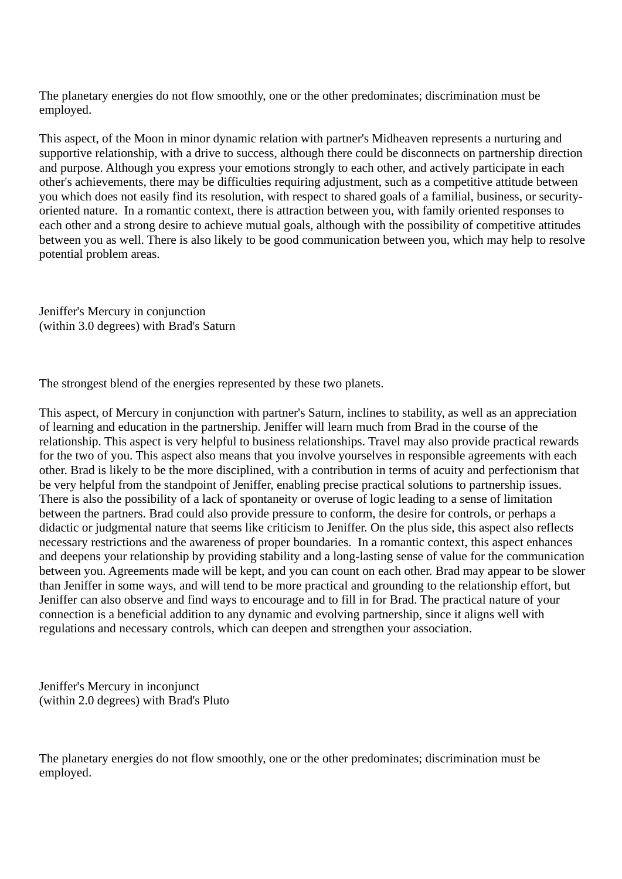The planetary energies do not flow smoothly, one or the other predominates; discrimination must be employed.

This aspect, of the Moon in minor dynamic relation with partner's Midheaven represents a nurturing and supportive relationship, with a drive to success, although there could be disconnects on partnership direction and purpose. Although you express your emotions strongly to each other, and actively participate in each other's achievements, there may be difficulties requiring adjustment, such as a competitive attitude between you which does not easily find its resolution, with respect to shared goals of a familial, business, or security-oriented nature.  In a romantic context, there is attraction between you, with family oriented responses to each other and a strong desire to achieve mutual goals, although with the possibility of competitive attitudes between you as well. There is also likely to be good communication between you, which may help to resolve potential problem areas.

Jeniffer's Mercury in conjunction
(within 3.0 degrees) with Brad's Saturn

The strongest blend of the energies represented by these two planets.

This aspect, of Mercury in conjunction with partner's Saturn, inclines to stability, as well as an appreciation of learning and education in the partnership. Jeniffer will learn much from Brad in the course of the relationship. This aspect is very helpful to business relationships. Travel may also provide practical rewards for the two of you. This aspect also means that you involve yourselves in responsible agreements with each other. Brad is likely to be the more disciplined, with a contribution in terms of acuity and perfectionism that be very helpful from the standpoint of Jeniffer, enabling precise practical solutions to partnership issues. There is also the possibility of a lack of spontaneity or overuse of logic leading to a sense of limitation between the partners. Brad could also provide pressure to conform, the desire for controls, or perhaps a didactic or judgmental nature that seems like criticism to Jeniffer. On the plus side, this aspect also reflects necessary restrictions and the awareness of proper boundaries.  In a romantic context, this aspect enhances and deepens your relationship by providing stability and a long-lasting sense of value for the communication between you. Agreements made will be kept, and you can count on each other. Brad may appear to be slower than Jeniffer in some ways, and will tend to be more practical and grounding to the relationship effort, but Jeniffer can also observe and find ways to encourage and to fill in for Brad. The practical nature of your connection is a beneficial addition to any dynamic and evolving partnership, since it aligns well with regulations and necessary controls, which can deepen and strengthen your association.

Jeniffer's Mercury in inconjunct
(within 2.0 degrees) with Brad's Pluto

The planetary energies do not flow smoothly, one or the other predominates; discrimination must be employed.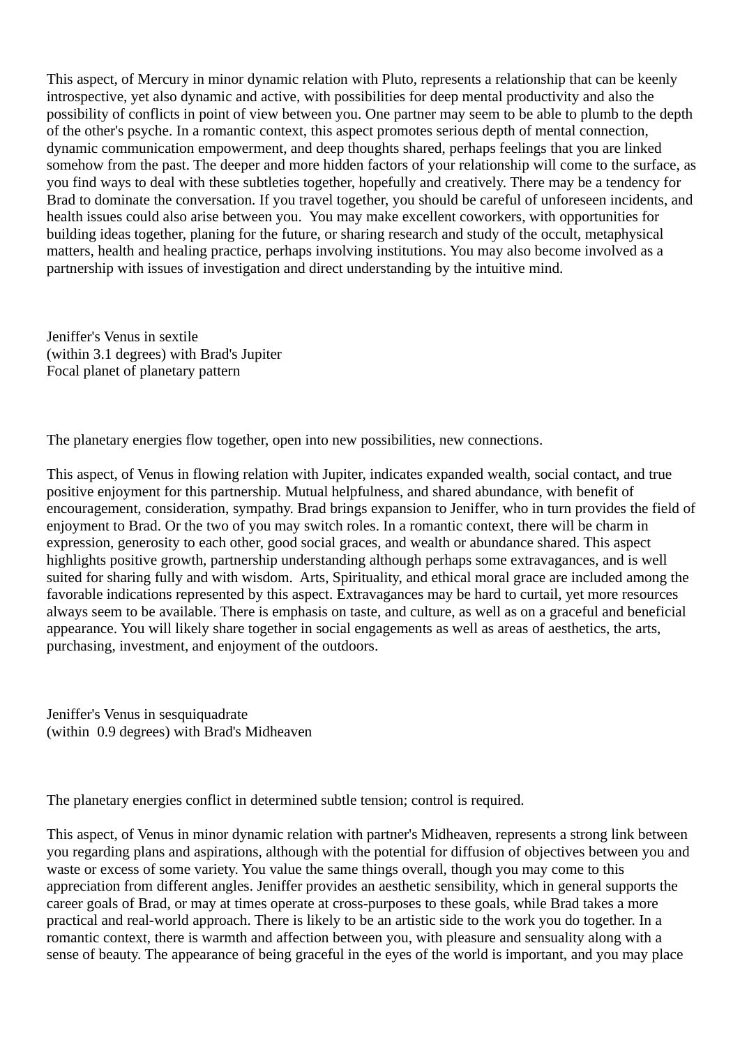This aspect, of Mercury in minor dynamic relation with Pluto, represents a relationship that can be keenly introspective, yet also dynamic and active, with possibilities for deep mental productivity and also the possibility of conflicts in point of view between you. One partner may seem to be able to plumb to the depth of the other's psyche. In a romantic context, this aspect promotes serious depth of mental connection, dynamic communication empowerment, and deep thoughts shared, perhaps feelings that you are linked somehow from the past. The deeper and more hidden factors of your relationship will come to the surface, as you find ways to deal with these subtleties together, hopefully and creatively. There may be a tendency for Brad to dominate the conversation. If you travel together, you should be careful of unforeseen incidents, and health issues could also arise between you. You may make excellent coworkers, with opportunities for building ideas together, planing for the future, or sharing research and study of the occult, metaphysical matters, health and healing practice, perhaps involving institutions. You may also become involved as a partnership with issues of investigation and direct understanding by the intuitive mind.

Jeniffer's Venus in sextile
(within 3.1 degrees) with Brad's Jupiter
Focal planet of planetary pattern

The planetary energies flow together, open into new possibilities, new connections.

This aspect, of Venus in flowing relation with Jupiter, indicates expanded wealth, social contact, and true positive enjoyment for this partnership. Mutual helpfulness, and shared abundance, with benefit of encouragement, consideration, sympathy. Brad brings expansion to Jeniffer, who in turn provides the field of enjoyment to Brad. Or the two of you may switch roles. In a romantic context, there will be charm in expression, generosity to each other, good social graces, and wealth or abundance shared. This aspect highlights positive growth, partnership understanding although perhaps some extravagances, and is well suited for sharing fully and with wisdom. Arts, Spirituality, and ethical moral grace are included among the favorable indications represented by this aspect. Extravagances may be hard to curtail, yet more resources always seem to be available. There is emphasis on taste, and culture, as well as on a graceful and beneficial appearance. You will likely share together in social engagements as well as areas of aesthetics, the arts, purchasing, investment, and enjoyment of the outdoors.

Jeniffer's Venus in sesquiquadrate
(within 0.9 degrees) with Brad's Midheaven

The planetary energies conflict in determined subtle tension; control is required.

This aspect, of Venus in minor dynamic relation with partner's Midheaven, represents a strong link between you regarding plans and aspirations, although with the potential for diffusion of objectives between you and waste or excess of some variety. You value the same things overall, though you may come to this appreciation from different angles. Jeniffer provides an aesthetic sensibility, which in general supports the career goals of Brad, or may at times operate at cross-purposes to these goals, while Brad takes a more practical and real-world approach. There is likely to be an artistic side to the work you do together. In a romantic context, there is warmth and affection between you, with pleasure and sensuality along with a sense of beauty. The appearance of being graceful in the eyes of the world is important, and you may place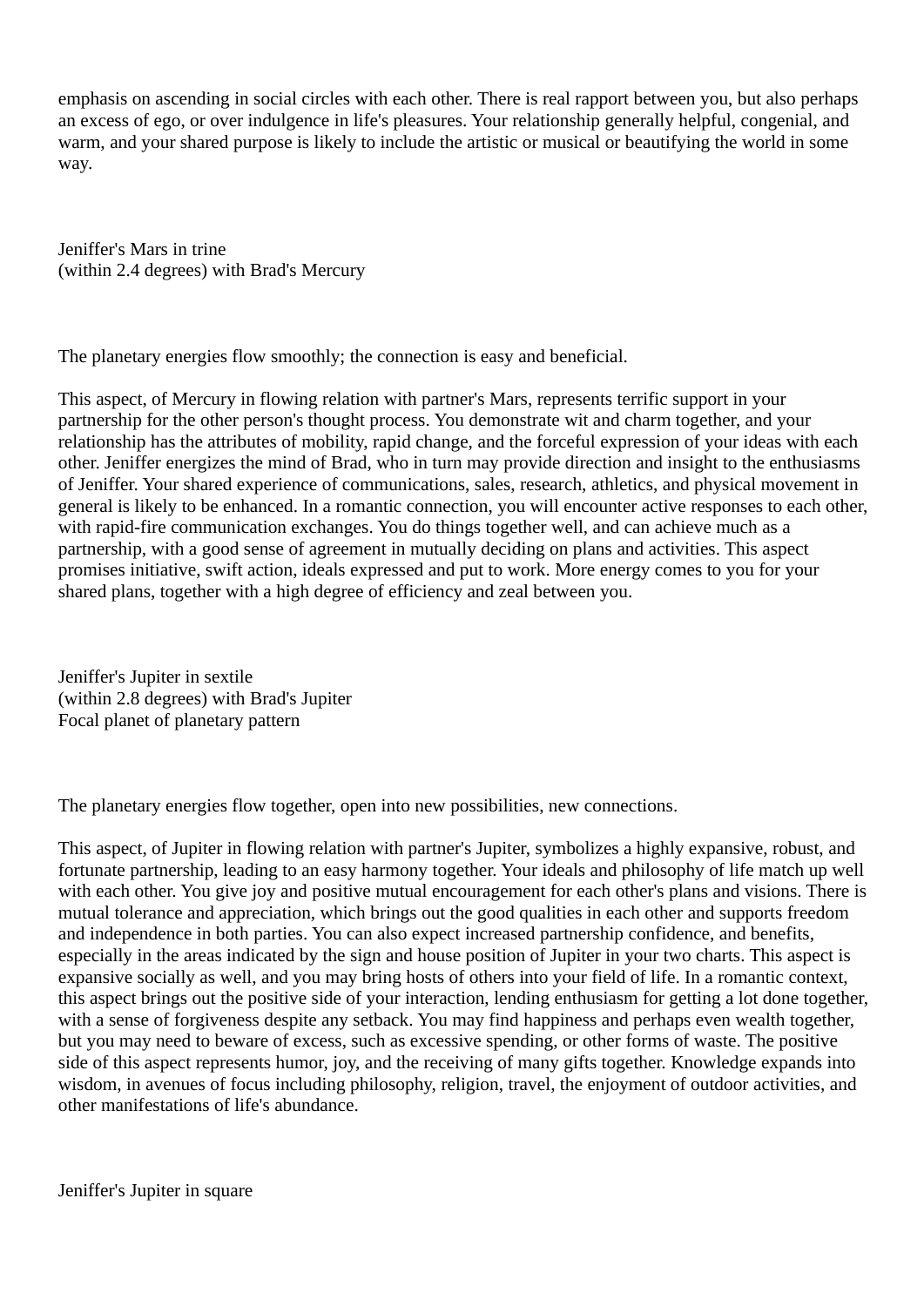emphasis on ascending in social circles with each other. There is real rapport between you, but also perhaps an excess of ego, or over indulgence in life's pleasures. Your relationship generally helpful, congenial, and warm, and your shared purpose is likely to include the artistic or musical or beautifying the world in some way.

Jeniffer's Mars in trine
(within 2.4 degrees) with Brad's Mercury

The planetary energies flow smoothly; the connection is easy and beneficial.

This aspect, of Mercury in flowing relation with partner's Mars, represents terrific support in your partnership for the other person's thought process. You demonstrate wit and charm together, and your relationship has the attributes of mobility, rapid change, and the forceful expression of your ideas with each other. Jeniffer energizes the mind of Brad, who in turn may provide direction and insight to the enthusiasms of Jeniffer. Your shared experience of communications, sales, research, athletics, and physical movement in general is likely to be enhanced. In a romantic connection, you will encounter active responses to each other, with rapid-fire communication exchanges. You do things together well, and can achieve much as a partnership, with a good sense of agreement in mutually deciding on plans and activities. This aspect promises initiative, swift action, ideals expressed and put to work. More energy comes to you for your shared plans, together with a high degree of efficiency and zeal between you.

Jeniffer's Jupiter in sextile
(within 2.8 degrees) with Brad's Jupiter
Focal planet of planetary pattern

The planetary energies flow together, open into new possibilities, new connections.

This aspect, of Jupiter in flowing relation with partner's Jupiter, symbolizes a highly expansive, robust, and fortunate partnership, leading to an easy harmony together. Your ideals and philosophy of life match up well with each other. You give joy and positive mutual encouragement for each other's plans and visions. There is mutual tolerance and appreciation, which brings out the good qualities in each other and supports freedom and independence in both parties. You can also expect increased partnership confidence, and benefits, especially in the areas indicated by the sign and house position of Jupiter in your two charts. This aspect is expansive socially as well, and you may bring hosts of others into your field of life. In a romantic context, this aspect brings out the positive side of your interaction, lending enthusiasm for getting a lot done together, with a sense of forgiveness despite any setback. You may find happiness and perhaps even wealth together, but you may need to beware of excess, such as excessive spending, or other forms of waste. The positive side of this aspect represents humor, joy, and the receiving of many gifts together. Knowledge expands into wisdom, in avenues of focus including philosophy, religion, travel, the enjoyment of outdoor activities, and other manifestations of life's abundance.

Jeniffer's Jupiter in square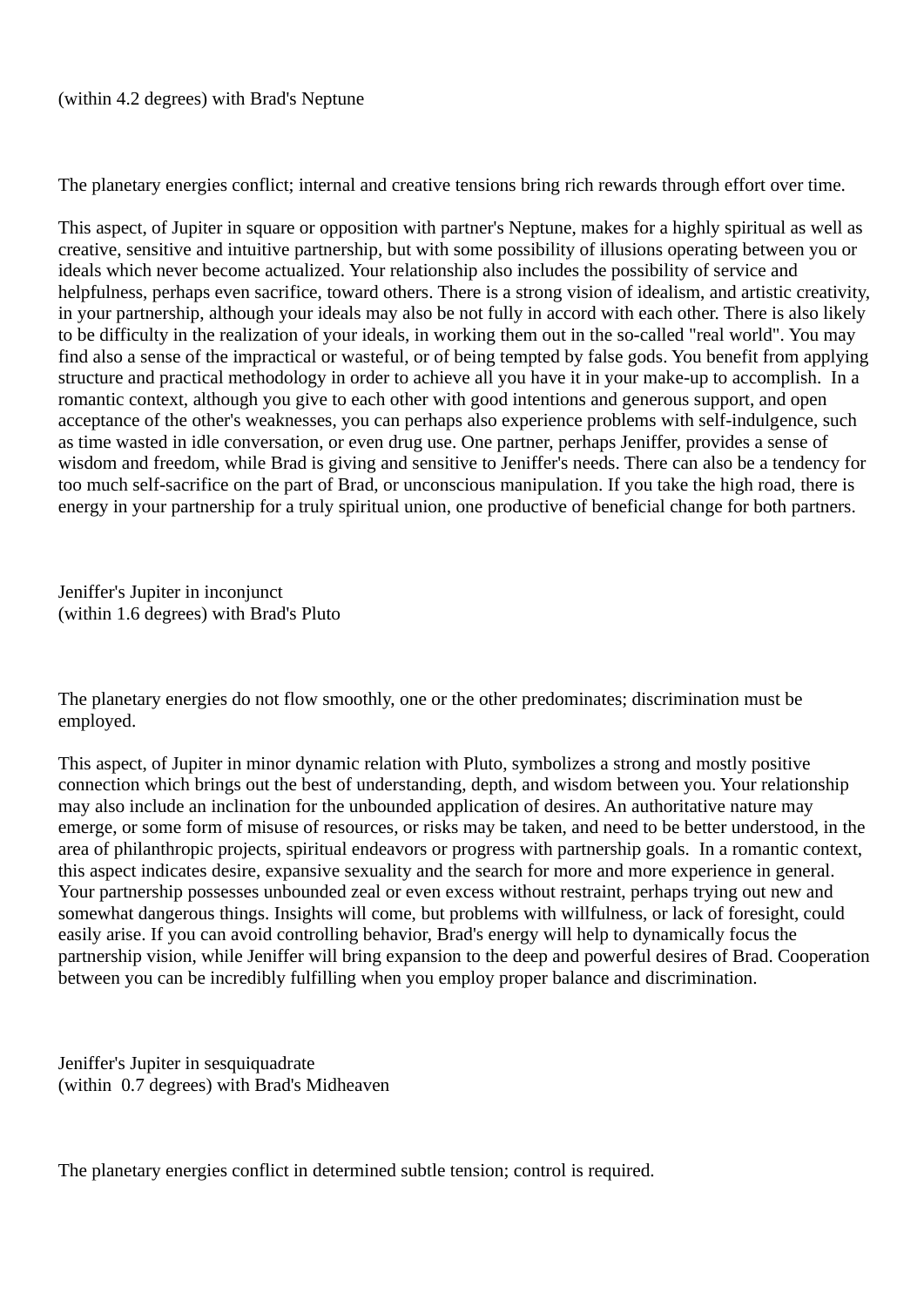(within 4.2 degrees) with Brad's Neptune

The planetary energies conflict; internal and creative tensions bring rich rewards through effort over time.

This aspect, of Jupiter in square or opposition with partner's Neptune, makes for a highly spiritual as well as creative, sensitive and intuitive partnership, but with some possibility of illusions operating between you or ideals which never become actualized. Your relationship also includes the possibility of service and helpfulness, perhaps even sacrifice, toward others. There is a strong vision of idealism, and artistic creativity, in your partnership, although your ideals may also be not fully in accord with each other. There is also likely to be difficulty in the realization of your ideals, in working them out in the so-called "real world". You may find also a sense of the impractical or wasteful, or of being tempted by false gods. You benefit from applying structure and practical methodology in order to achieve all you have it in your make-up to accomplish.  In a romantic context, although you give to each other with good intentions and generous support, and open acceptance of the other's weaknesses, you can perhaps also experience problems with self-indulgence, such as time wasted in idle conversation, or even drug use. One partner, perhaps Jeniffer, provides a sense of wisdom and freedom, while Brad is giving and sensitive to Jeniffer's needs. There can also be a tendency for too much self-sacrifice on the part of Brad, or unconscious manipulation. If you take the high road, there is energy in your partnership for a truly spiritual union, one productive of beneficial change for both partners.

Jeniffer's Jupiter in inconjunct
(within 1.6 degrees) with Brad's Pluto

The planetary energies do not flow smoothly, one or the other predominates; discrimination must be employed.

This aspect, of Jupiter in minor dynamic relation with Pluto, symbolizes a strong and mostly positive connection which brings out the best of understanding, depth, and wisdom between you. Your relationship may also include an inclination for the unbounded application of desires. An authoritative nature may emerge, or some form of misuse of resources, or risks may be taken, and need to be better understood, in the area of philanthropic projects, spiritual endeavors or progress with partnership goals.  In a romantic context, this aspect indicates desire, expansive sexuality and the search for more and more experience in general. Your partnership possesses unbounded zeal or even excess without restraint, perhaps trying out new and somewhat dangerous things. Insights will come, but problems with willfulness, or lack of foresight, could easily arise. If you can avoid controlling behavior, Brad's energy will help to dynamically focus the partnership vision, while Jeniffer will bring expansion to the deep and powerful desires of Brad. Cooperation between you can be incredibly fulfilling when you employ proper balance and discrimination.

Jeniffer's Jupiter in sesquiquadrate
(within  0.7 degrees) with Brad's Midheaven

The planetary energies conflict in determined subtle tension; control is required.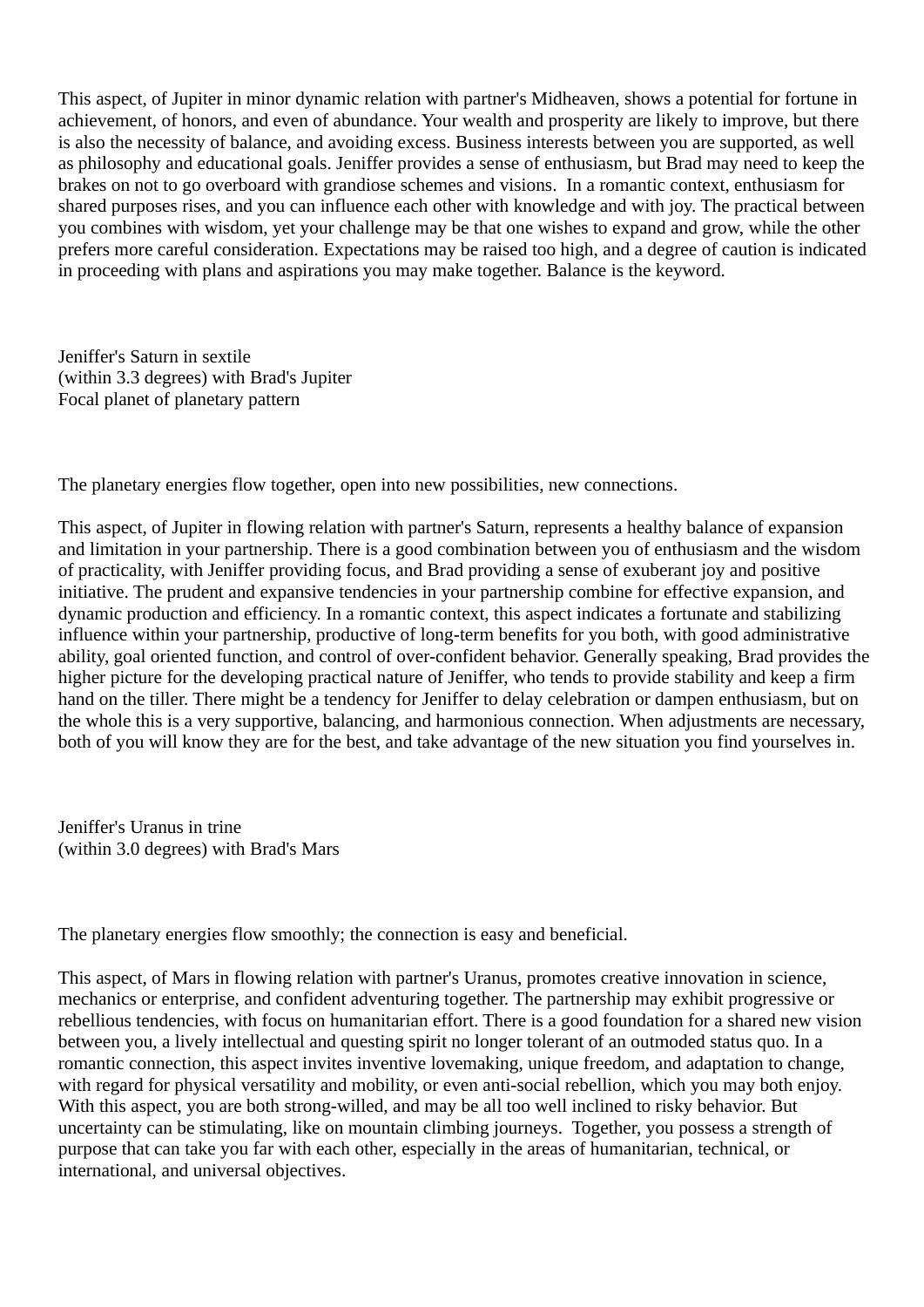This aspect, of Jupiter in minor dynamic relation with partner's Midheaven, shows a potential for fortune in achievement, of honors, and even of abundance. Your wealth and prosperity are likely to improve, but there is also the necessity of balance, and avoiding excess. Business interests between you are supported, as well as philosophy and educational goals. Jeniffer provides a sense of enthusiasm, but Brad may need to keep the brakes on not to go overboard with grandiose schemes and visions. In a romantic context, enthusiasm for shared purposes rises, and you can influence each other with knowledge and with joy. The practical between you combines with wisdom, yet your challenge may be that one wishes to expand and grow, while the other prefers more careful consideration. Expectations may be raised too high, and a degree of caution is indicated in proceeding with plans and aspirations you may make together. Balance is the keyword.

Jeniffer's Saturn in sextile
(within 3.3 degrees) with Brad's Jupiter
Focal planet of planetary pattern

The planetary energies flow together, open into new possibilities, new connections.

This aspect, of Jupiter in flowing relation with partner's Saturn, represents a healthy balance of expansion and limitation in your partnership. There is a good combination between you of enthusiasm and the wisdom of practicality, with Jeniffer providing focus, and Brad providing a sense of exuberant joy and positive initiative. The prudent and expansive tendencies in your partnership combine for effective expansion, and dynamic production and efficiency. In a romantic context, this aspect indicates a fortunate and stabilizing influence within your partnership, productive of long-term benefits for you both, with good administrative ability, goal oriented function, and control of over-confident behavior. Generally speaking, Brad provides the higher picture for the developing practical nature of Jeniffer, who tends to provide stability and keep a firm hand on the tiller. There might be a tendency for Jeniffer to delay celebration or dampen enthusiasm, but on the whole this is a very supportive, balancing, and harmonious connection. When adjustments are necessary, both of you will know they are for the best, and take advantage of the new situation you find yourselves in.

Jeniffer's Uranus in trine
(within 3.0 degrees) with Brad's Mars

The planetary energies flow smoothly; the connection is easy and beneficial.

This aspect, of Mars in flowing relation with partner's Uranus, promotes creative innovation in science, mechanics or enterprise, and confident adventuring together. The partnership may exhibit progressive or rebellious tendencies, with focus on humanitarian effort. There is a good foundation for a shared new vision between you, a lively intellectual and questing spirit no longer tolerant of an outmoded status quo. In a romantic connection, this aspect invites inventive lovemaking, unique freedom, and adaptation to change, with regard for physical versatility and mobility, or even anti-social rebellion, which you may both enjoy. With this aspect, you are both strong-willed, and may be all too well inclined to risky behavior. But uncertainty can be stimulating, like on mountain climbing journeys. Together, you possess a strength of purpose that can take you far with each other, especially in the areas of humanitarian, technical, or international, and universal objectives.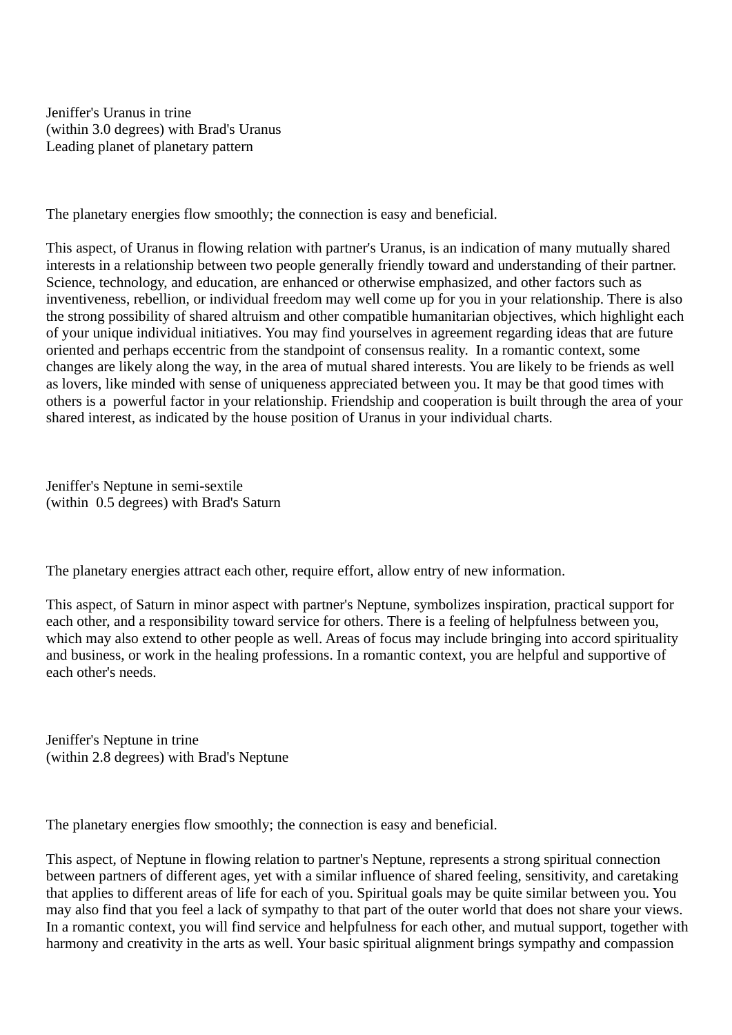Jeniffer's Uranus in trine
(within 3.0 degrees) with Brad's Uranus
Leading planet of planetary pattern

The planetary energies flow smoothly; the connection is easy and beneficial.

This aspect, of Uranus in flowing relation with partner's Uranus, is an indication of many mutually shared interests in a relationship between two people generally friendly toward and understanding of their partner. Science, technology, and education, are enhanced or otherwise emphasized, and other factors such as inventiveness, rebellion, or individual freedom may well come up for you in your relationship. There is also the strong possibility of shared altruism and other compatible humanitarian objectives, which highlight each of your unique individual initiatives. You may find yourselves in agreement regarding ideas that are future oriented and perhaps eccentric from the standpoint of consensus reality.  In a romantic context, some changes are likely along the way, in the area of mutual shared interests. You are likely to be friends as well as lovers, like minded with sense of uniqueness appreciated between you. It may be that good times with others is a  powerful factor in your relationship. Friendship and cooperation is built through the area of your shared interest, as indicated by the house position of Uranus in your individual charts.

Jeniffer's Neptune in semi-sextile
(within  0.5 degrees) with Brad's Saturn

The planetary energies attract each other, require effort, allow entry of new information.

This aspect, of Saturn in minor aspect with partner's Neptune, symbolizes inspiration, practical support for each other, and a responsibility toward service for others. There is a feeling of helpfulness between you, which may also extend to other people as well. Areas of focus may include bringing into accord spirituality and business, or work in the healing professions. In a romantic context, you are helpful and supportive of each other's needs.

Jeniffer's Neptune in trine
(within 2.8 degrees) with Brad's Neptune

The planetary energies flow smoothly; the connection is easy and beneficial.

This aspect, of Neptune in flowing relation to partner's Neptune, represents a strong spiritual connection between partners of different ages, yet with a similar influence of shared feeling, sensitivity, and caretaking that applies to different areas of life for each of you. Spiritual goals may be quite similar between you. You may also find that you feel a lack of sympathy to that part of the outer world that does not share your views. In a romantic context, you will find service and helpfulness for each other, and mutual support, together with harmony and creativity in the arts as well. Your basic spiritual alignment brings sympathy and compassion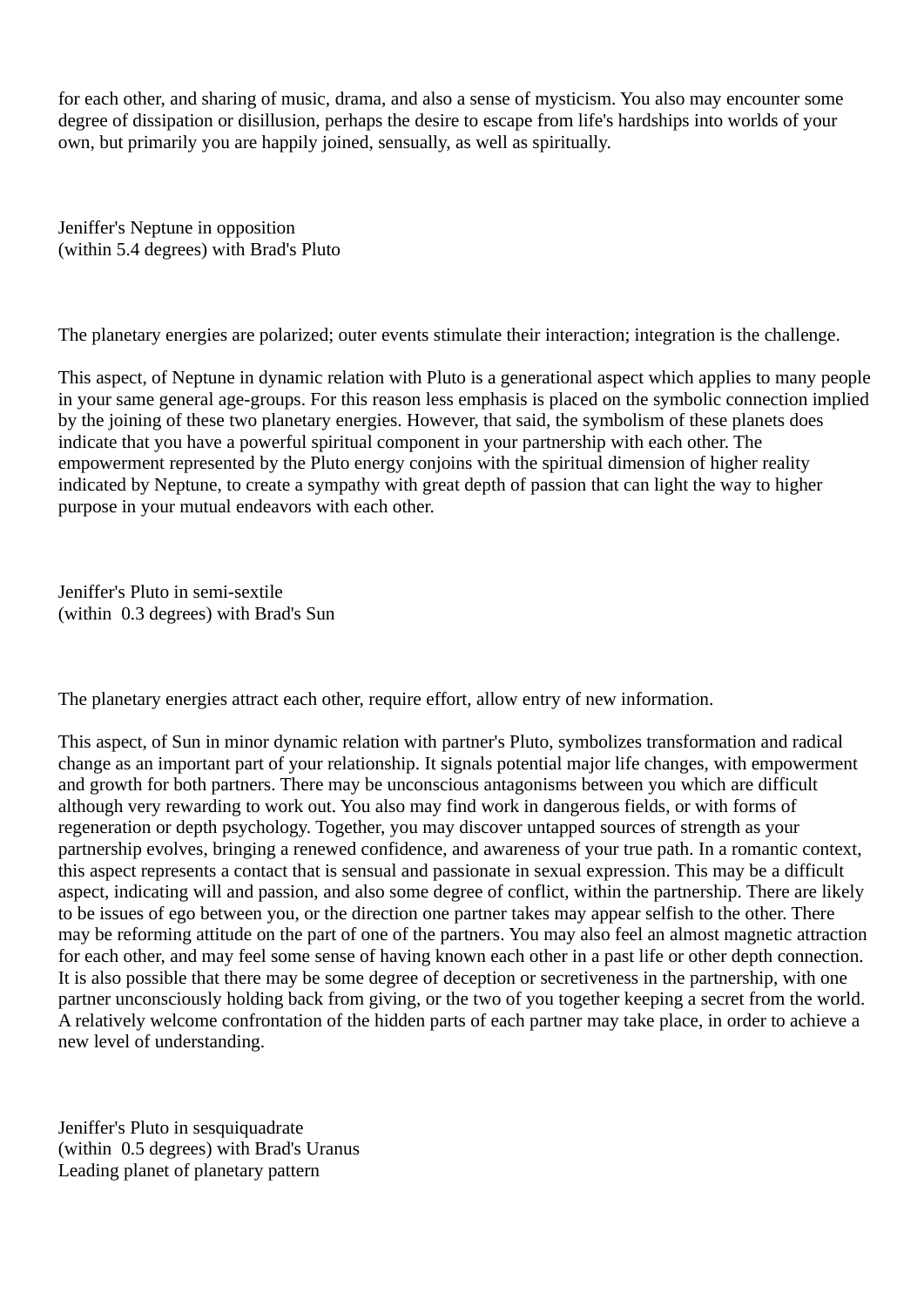for each other, and sharing of music, drama, and also a sense of mysticism. You also may encounter some degree of dissipation or disillusion, perhaps the desire to escape from life's hardships into worlds of your own, but primarily you are happily joined, sensually, as well as spiritually.

Jeniffer's Neptune in opposition
(within 5.4 degrees) with Brad's Pluto

The planetary energies are polarized; outer events stimulate their interaction; integration is the challenge.

This aspect, of Neptune in dynamic relation with Pluto is a generational aspect which applies to many people in your same general age-groups. For this reason less emphasis is placed on the symbolic connection implied by the joining of these two planetary energies. However, that said, the symbolism of these planets does indicate that you have a powerful spiritual component in your partnership with each other. The empowerment represented by the Pluto energy conjoins with the spiritual dimension of higher reality indicated by Neptune, to create a sympathy with great depth of passion that can light the way to higher purpose in your mutual endeavors with each other.

Jeniffer's Pluto in semi-sextile
(within 0.3 degrees) with Brad's Sun

The planetary energies attract each other, require effort, allow entry of new information.

This aspect, of Sun in minor dynamic relation with partner's Pluto, symbolizes transformation and radical change as an important part of your relationship. It signals potential major life changes, with empowerment and growth for both partners. There may be unconscious antagonisms between you which are difficult although very rewarding to work out. You also may find work in dangerous fields, or with forms of regeneration or depth psychology. Together, you may discover untapped sources of strength as your partnership evolves, bringing a renewed confidence, and awareness of your true path. In a romantic context, this aspect represents a contact that is sensual and passionate in sexual expression. This may be a difficult aspect, indicating will and passion, and also some degree of conflict, within the partnership. There are likely to be issues of ego between you, or the direction one partner takes may appear selfish to the other. There may be reforming attitude on the part of one of the partners. You may also feel an almost magnetic attraction for each other, and may feel some sense of having known each other in a past life or other depth connection. It is also possible that there may be some degree of deception or secretiveness in the partnership, with one partner unconsciously holding back from giving, or the two of you together keeping a secret from the world. A relatively welcome confrontation of the hidden parts of each partner may take place, in order to achieve a new level of understanding.

Jeniffer's Pluto in sesquiquadrate
(within 0.5 degrees) with Brad's Uranus
Leading planet of planetary pattern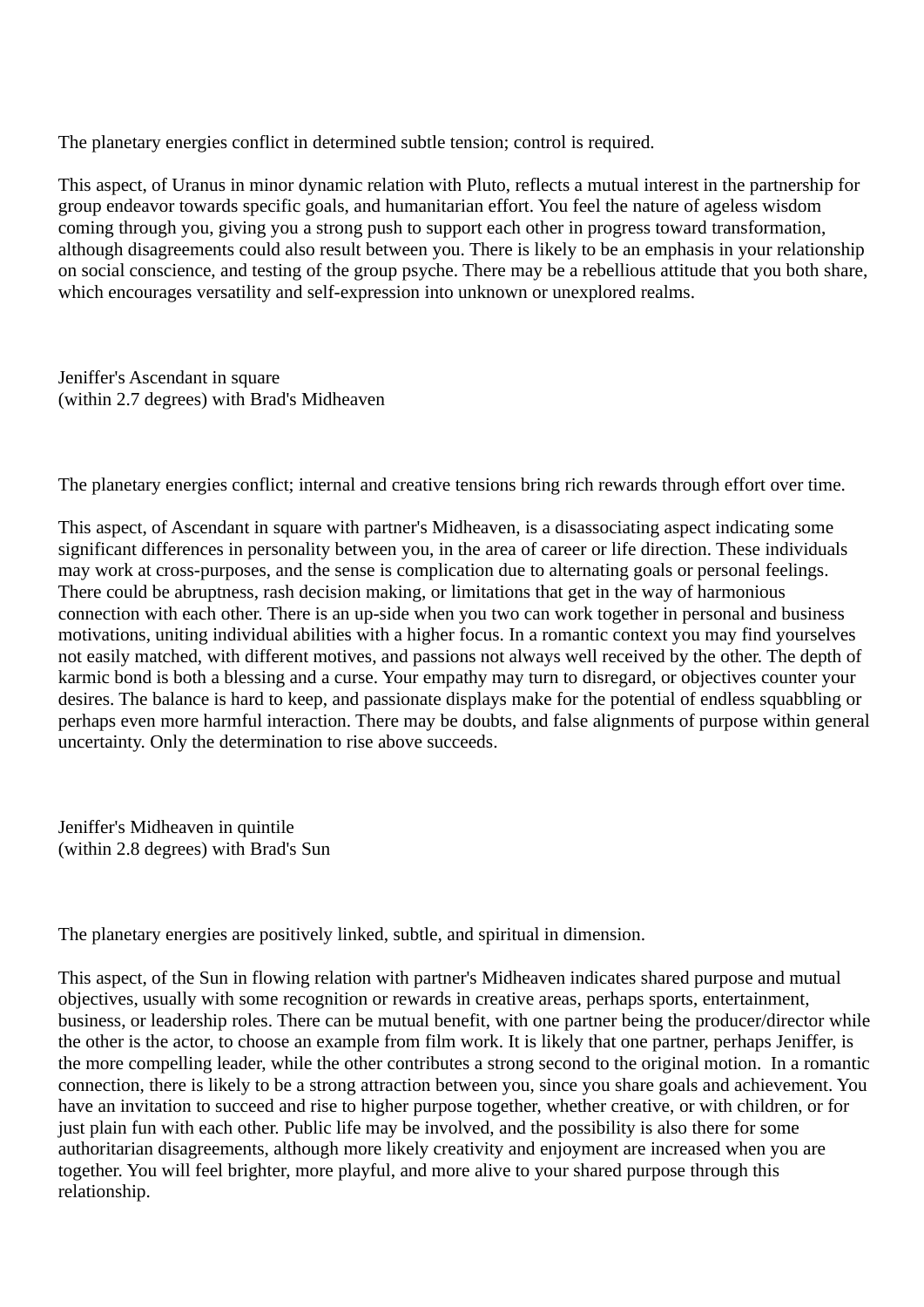The planetary energies conflict in determined subtle tension; control is required.

This aspect, of Uranus in minor dynamic relation with Pluto, reflects a mutual interest in the partnership for group endeavor towards specific goals, and humanitarian effort. You feel the nature of ageless wisdom coming through you, giving you a strong push to support each other in progress toward transformation, although disagreements could also result between you. There is likely to be an emphasis in your relationship on social conscience, and testing of the group psyche. There may be a rebellious attitude that you both share, which encourages versatility and self-expression into unknown or unexplored realms.

Jeniffer's Ascendant in square
(within 2.7 degrees) with Brad's Midheaven

The planetary energies conflict; internal and creative tensions bring rich rewards through effort over time.

This aspect, of Ascendant in square with partner's Midheaven, is a disassociating aspect indicating some significant differences in personality between you, in the area of career or life direction. These individuals may work at cross-purposes, and the sense is complication due to alternating goals or personal feelings. There could be abruptness, rash decision making, or limitations that get in the way of harmonious connection with each other. There is an up-side when you two can work together in personal and business motivations, uniting individual abilities with a higher focus. In a romantic context you may find yourselves not easily matched, with different motives, and passions not always well received by the other. The depth of karmic bond is both a blessing and a curse. Your empathy may turn to disregard, or objectives counter your desires. The balance is hard to keep, and passionate displays make for the potential of endless squabbling or perhaps even more harmful interaction. There may be doubts, and false alignments of purpose within general uncertainty. Only the determination to rise above succeeds.

Jeniffer's Midheaven in quintile
(within 2.8 degrees) with Brad's Sun

The planetary energies are positively linked, subtle, and spiritual in dimension.

This aspect, of the Sun in flowing relation with partner's Midheaven indicates shared purpose and mutual objectives, usually with some recognition or rewards in creative areas, perhaps sports, entertainment, business, or leadership roles. There can be mutual benefit, with one partner being the producer/director while the other is the actor, to choose an example from film work. It is likely that one partner, perhaps Jeniffer, is the more compelling leader, while the other contributes a strong second to the original motion. In a romantic connection, there is likely to be a strong attraction between you, since you share goals and achievement. You have an invitation to succeed and rise to higher purpose together, whether creative, or with children, or for just plain fun with each other. Public life may be involved, and the possibility is also there for some authoritarian disagreements, although more likely creativity and enjoyment are increased when you are together. You will feel brighter, more playful, and more alive to your shared purpose through this relationship.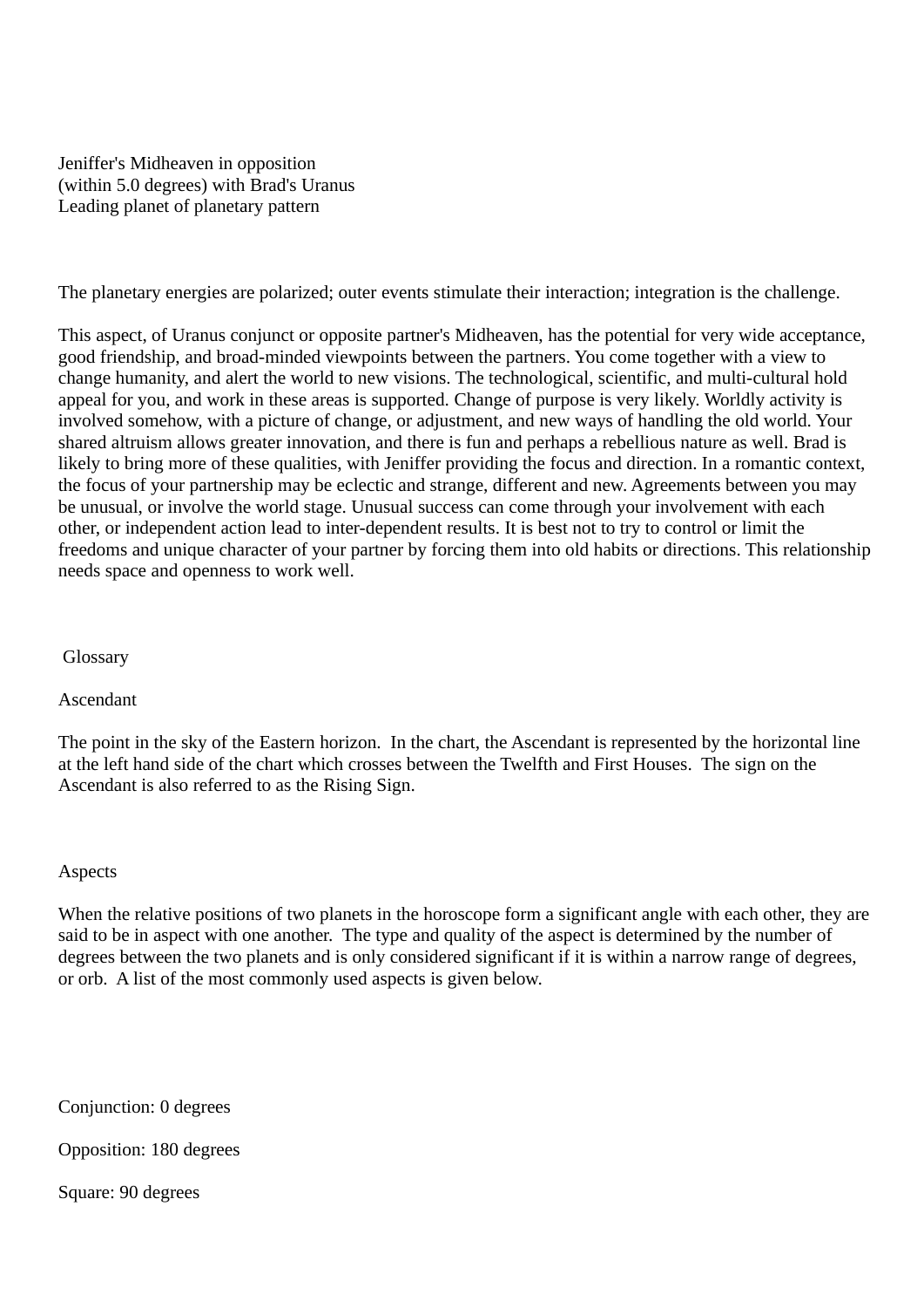Jeniffer's Midheaven in opposition
(within 5.0 degrees) with Brad's Uranus
Leading planet of planetary pattern

The planetary energies are polarized; outer events stimulate their interaction; integration is the challenge.

This aspect, of Uranus conjunct or opposite partner's Midheaven, has the potential for very wide acceptance, good friendship, and broad-minded viewpoints between the partners. You come together with a view to change humanity, and alert the world to new visions. The technological, scientific, and multi-cultural hold appeal for you, and work in these areas is supported. Change of purpose is very likely. Worldly activity is involved somehow, with a picture of change, or adjustment, and new ways of handling the old world. Your shared altruism allows greater innovation, and there is fun and perhaps a rebellious nature as well. Brad is likely to bring more of these qualities, with Jeniffer providing the focus and direction. In a romantic context, the focus of your partnership may be eclectic and strange, different and new. Agreements between you may be unusual, or involve the world stage. Unusual success can come through your involvement with each other, or independent action lead to inter-dependent results. It is best not to try to control or limit the freedoms and unique character of your partner by forcing them into old habits or directions. This relationship needs space and openness to work well.

## Glossary

### Ascendant

The point in the sky of the Eastern horizon. In the chart, the Ascendant is represented by the horizontal line at the left hand side of the chart which crosses between the Twelfth and First Houses. The sign on the Ascendant is also referred to as the Rising Sign.

### Aspects

When the relative positions of two planets in the horoscope form a significant angle with each other, they are said to be in aspect with one another. The type and quality of the aspect is determined by the number of degrees between the two planets and is only considered significant if it is within a narrow range of degrees, or orb. A list of the most commonly used aspects is given below.

Conjunction: 0 degrees

Opposition: 180 degrees

Square: 90 degrees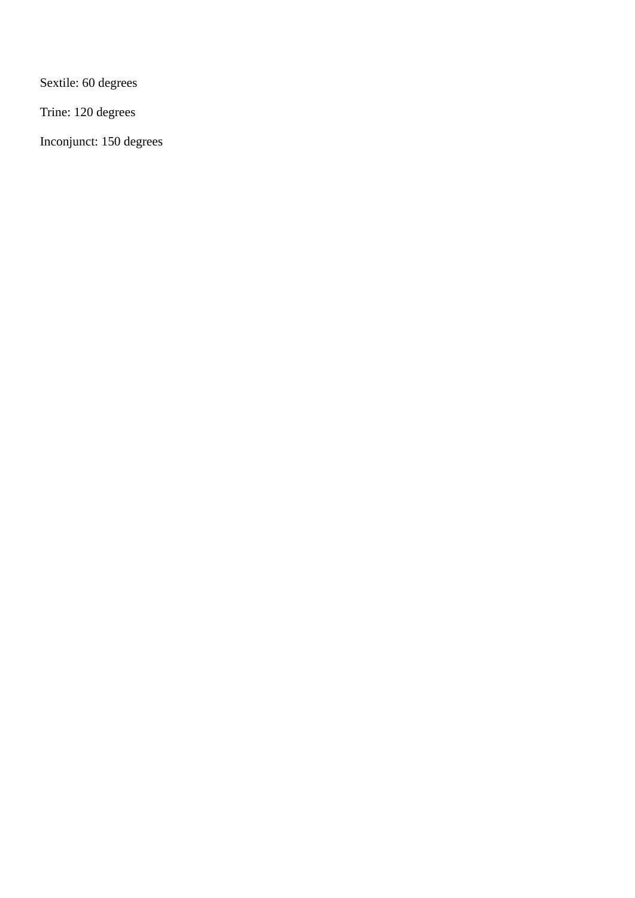Sextile: 60 degrees

Trine: 120 degrees

Inconjunct: 150 degrees